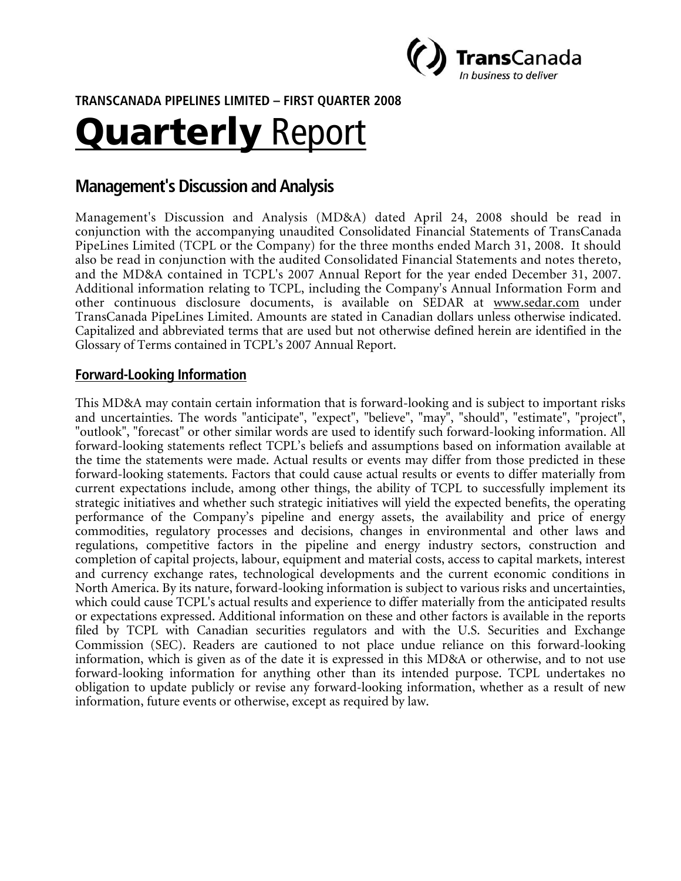**TRANSCANADA PIPELINES LIMITED – FIRST QUARTER 2008**

# Quarterly Report

## Management's Discussion and Analysis

Management's Discussion and Analysis (MD&A) dated April 24, 2008 should be read in conjunction with the accompanying unaudited Consolidated Financial Statements of TransCanada PipeLines Limited (TCPL or the Company) for the three months ended March 31, 2008. It should also be read in conjunction with the audited Consolidated Financial Statements and notes thereto, and the MD&A contained in TCPL's 2007 Annual Report for the year ended December 31, 2007. Additional information relating to TCPL, including the Company's Annual Information Form and other continuous disclosure documents, is available on SEDAR at www.sedar.com under TransCanada PipeLines Limited. Amounts are stated in Canadian dollars unless otherwise indicated. Capitalized and abbreviated terms that are used but not otherwise defined herein are identified in the Glossary of Terms contained in TCPL's 2007 Annual Report.

### Forward-Looking Information

This MD&A may contain certain information that is forward-looking and is subject to important risks and uncertainties. The words "anticipate", "expect", "believe", "may", "should", "estimate", "project", "outlook", "forecast" or other similar words are used to identify such forward-looking information. All forward-looking statements reflect TCPL's beliefs and assumptions based on information available at the time the statements were made. Actual results or events may differ from those predicted in these forward-looking statements. Factors that could cause actual results or events to differ materially from current expectations include, among other things, the ability of TCPL to successfully implement its strategic initiatives and whether such strategic initiatives will yield the expected benefits, the operating performance of the Company's pipeline and energy assets, the availability and price of energy commodities, regulatory processes and decisions, changes in environmental and other laws and regulations, competitive factors in the pipeline and energy industry sectors, construction and completion of capital projects, labour, equipment and material costs, access to capital markets, interest and currency exchange rates, technological developments and the current economic conditions in North America. By its nature, forward-looking information is subject to various risks and uncertainties, which could cause TCPL's actual results and experience to differ materially from the anticipated results or expectations expressed. Additional information on these and other factors is available in the reports filed by TCPL with Canadian securities regulators and with the U.S. Securities and Exchange Commission (SEC). Readers are cautioned to not place undue reliance on this forward-looking information, which is given as of the date it is expressed in this MD&A or otherwise, and to not use forward-looking information for anything other than its intended purpose. TCPL undertakes no obligation to update publicly or revise any forward-looking information, whether as a result of new information, future events or otherwise, except as required by law.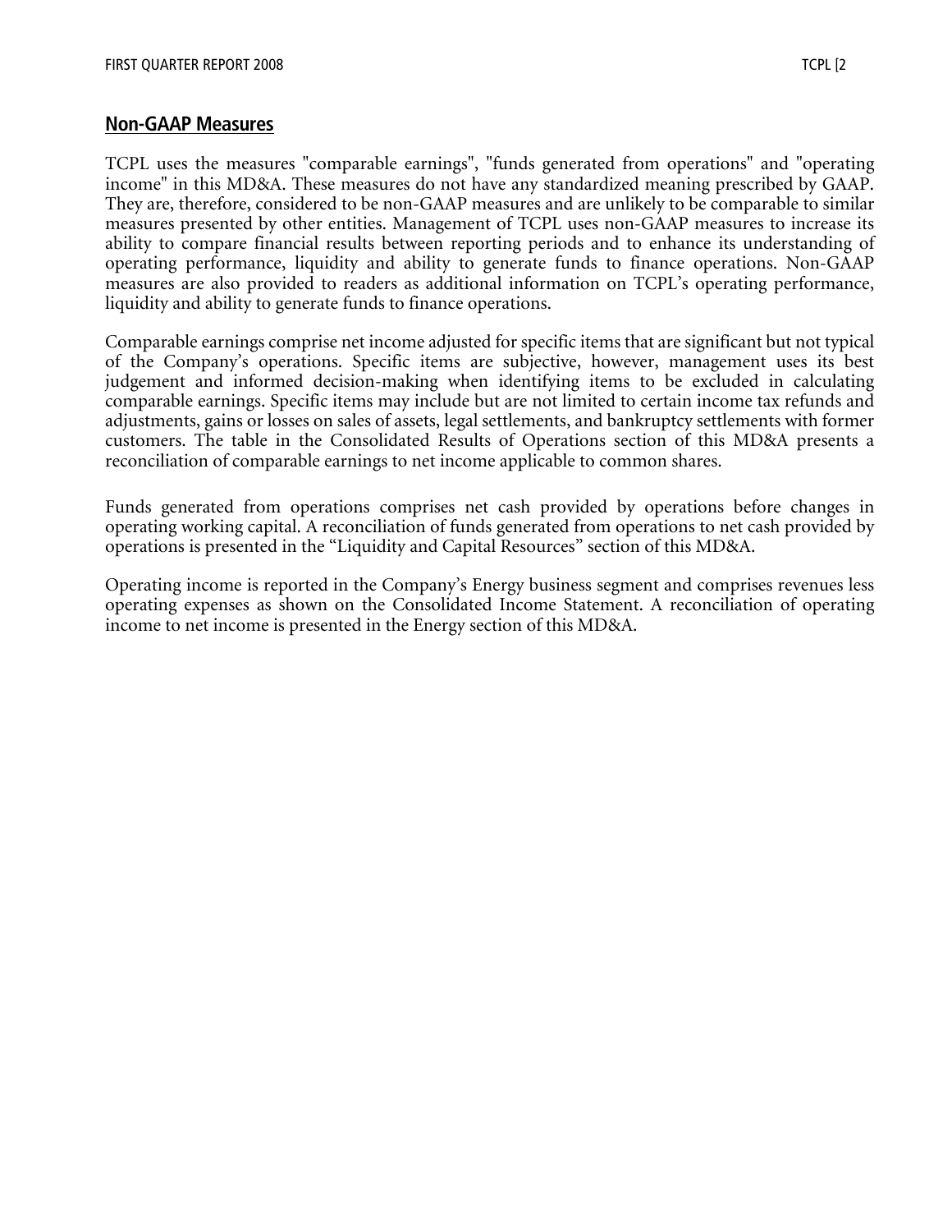## Non-GAAP Measures

TCPL uses the measures "comparable earnings", "funds generated from operations" and "operating income" in this MD&A. These measures do not have any standardized meaning prescribed by GAAP. They are, therefore, considered to be non-GAAP measures and are unlikely to be comparable to similar measures presented by other entities. Management of TCPL uses non-GAAP measures to increase its ability to compare financial results between reporting periods and to enhance its understanding of operating performance, liquidity and ability to generate funds to finance operations. Non-GAAP measures are also provided to readers as additional information on TCPL's operating performance, liquidity and ability to generate funds to finance operations.

Comparable earnings comprise net income adjusted for specific items that are significant but not typical of the Company's operations. Specific items are subjective, however, management uses its best judgement and informed decision-making when identifying items to be excluded in calculating comparable earnings. Specific items may include but are not limited to certain income tax refunds and adjustments, gains or losses on sales of assets, legal settlements, and bankruptcy settlements with former customers. The table in the Consolidated Results of Operations section of this MD&A presents a reconciliation of comparable earnings to net income applicable to common shares.

Funds generated from operations comprises net cash provided by operations before changes in operating working capital. A reconciliation of funds generated from operations to net cash provided by operations is presented in the "Liquidity and Capital Resources" section of this MD&A.

Operating income is reported in the Company's Energy business segment and comprises revenues less operating expenses as shown on the Consolidated Income Statement. A reconciliation of operating income to net income is presented in the Energy section of this MD&A.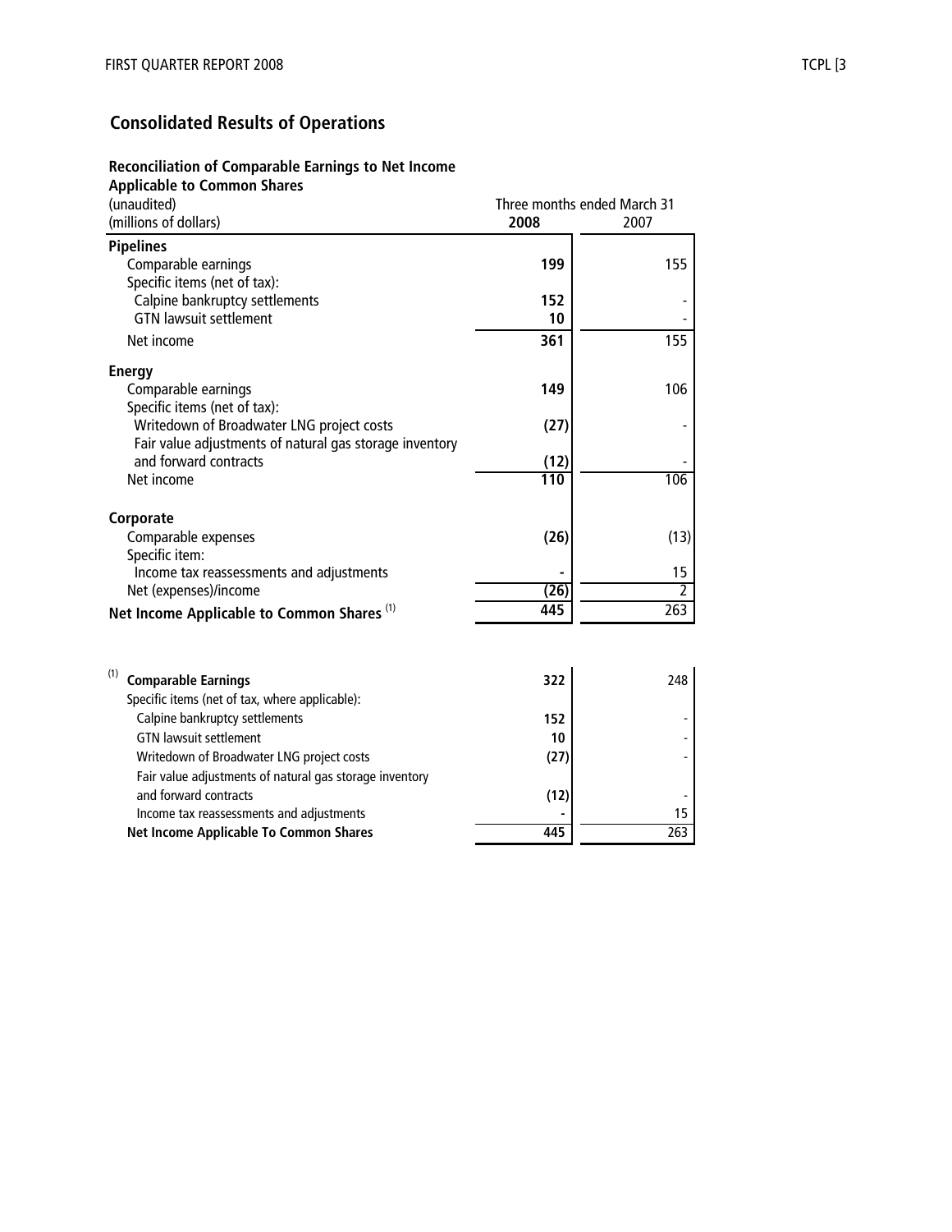## Consolidated Results of Operations

### Reconciliation of Comparable Earnings to Net Income Applicable to Common Shares

| (unaudited) (millions of dollars) | Three months ended March 31 2008 | 2007 |
|---|---|---|
| **Pipelines** | | |
| Comparable earnings | **199** | 155 |
| Specific items (net of tax): | | |
| Calpine bankruptcy settlements | **152** | - |
| GTN lawsuit settlement | **10** | - |
| Net income | **361** | 155 |
| **Energy** | | |
| Comparable earnings | **149** | 106 |
| Specific items (net of tax): | | |
| Writedown of Broadwater LNG project costs | **(27)** | - |
| Fair value adjustments of natural gas storage inventory and forward contracts | **(12)** | - |
| Net income | **110** | 106 |
| **Corporate** | | |
| Comparable expenses | **(26)** | (13) |
| Specific item: | | |
| Income tax reassessments and adjustments | **-** | 15 |
| Net (expenses)/income | **(26)** | 2 |
| **Net Income Applicable to Common Shares** [(1)] | **445** | 263 |

| (1) | 2008 | 2007 |
|---|---|---|
| **Comparable Earnings** | **322** | 248 |
| Specific items (net of tax, where applicable): | | |
| Calpine bankruptcy settlements | **152** | - |
| GTN lawsuit settlement | **10** | - |
| Writedown of Broadwater LNG project costs | **(27)** | - |
| Fair value adjustments of natural gas storage inventory and forward contracts | **(12)** | - |
| Income tax reassessments and adjustments | **-** | 15 |
| **Net Income Applicable To Common Shares** | **445** | 263 |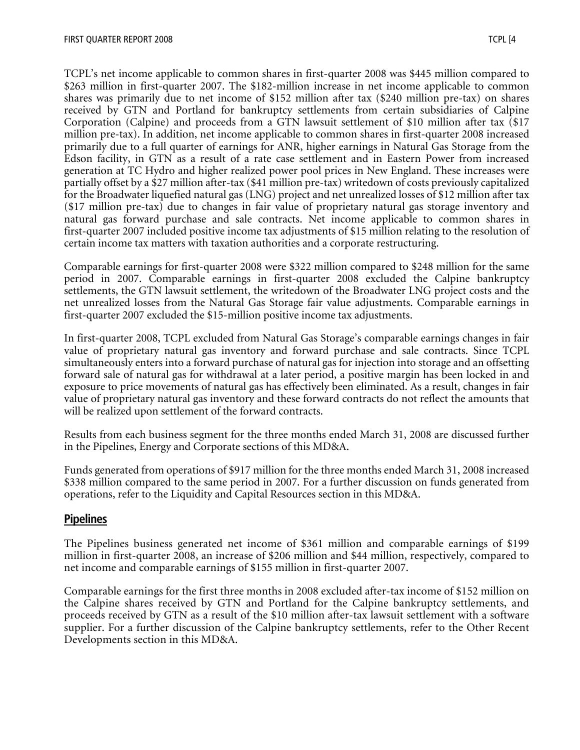TCPL's net income applicable to common shares in first-quarter 2008 was $445 million compared to $263 million in first-quarter 2007. The $182-million increase in net income applicable to common shares was primarily due to net income of $152 million after tax ($240 million pre-tax) on shares received by GTN and Portland for bankruptcy settlements from certain subsidiaries of Calpine Corporation (Calpine) and proceeds from a GTN lawsuit settlement of $10 million after tax ($17 million pre-tax). In addition, net income applicable to common shares in first-quarter 2008 increased primarily due to a full quarter of earnings for ANR, higher earnings in Natural Gas Storage from the Edson facility, in GTN as a result of a rate case settlement and in Eastern Power from increased generation at TC Hydro and higher realized power pool prices in New England. These increases were partially offset by a $27 million after-tax ($41 million pre-tax) writedown of costs previously capitalized for the Broadwater liquefied natural gas (LNG) project and net unrealized losses of $12 million after tax ($17 million pre-tax) due to changes in fair value of proprietary natural gas storage inventory and natural gas forward purchase and sale contracts. Net income applicable to common shares in first-quarter 2007 included positive income tax adjustments of $15 million relating to the resolution of certain income tax matters with taxation authorities and a corporate restructuring.

Comparable earnings for first-quarter 2008 were $322 million compared to $248 million for the same period in 2007. Comparable earnings in first-quarter 2008 excluded the Calpine bankruptcy settlements, the GTN lawsuit settlement, the writedown of the Broadwater LNG project costs and the net unrealized losses from the Natural Gas Storage fair value adjustments. Comparable earnings in first-quarter 2007 excluded the $15-million positive income tax adjustments.

In first-quarter 2008, TCPL excluded from Natural Gas Storage's comparable earnings changes in fair value of proprietary natural gas inventory and forward purchase and sale contracts. Since TCPL simultaneously enters into a forward purchase of natural gas for injection into storage and an offsetting forward sale of natural gas for withdrawal at a later period, a positive margin has been locked in and exposure to price movements of natural gas has effectively been eliminated. As a result, changes in fair value of proprietary natural gas inventory and these forward contracts do not reflect the amounts that will be realized upon settlement of the forward contracts.

Results from each business segment for the three months ended March 31, 2008 are discussed further in the Pipelines, Energy and Corporate sections of this MD&A.

Funds generated from operations of $917 million for the three months ended March 31, 2008 increased $338 million compared to the same period in 2007. For a further discussion on funds generated from operations, refer to the Liquidity and Capital Resources section in this MD&A.

## Pipelines

The Pipelines business generated net income of $361 million and comparable earnings of $199 million in first-quarter 2008, an increase of $206 million and $44 million, respectively, compared to net income and comparable earnings of $155 million in first-quarter 2007.

Comparable earnings for the first three months in 2008 excluded after-tax income of $152 million on the Calpine shares received by GTN and Portland for the Calpine bankruptcy settlements, and proceeds received by GTN as a result of the $10 million after-tax lawsuit settlement with a software supplier. For a further discussion of the Calpine bankruptcy settlements, refer to the Other Recent Developments section in this MD&A.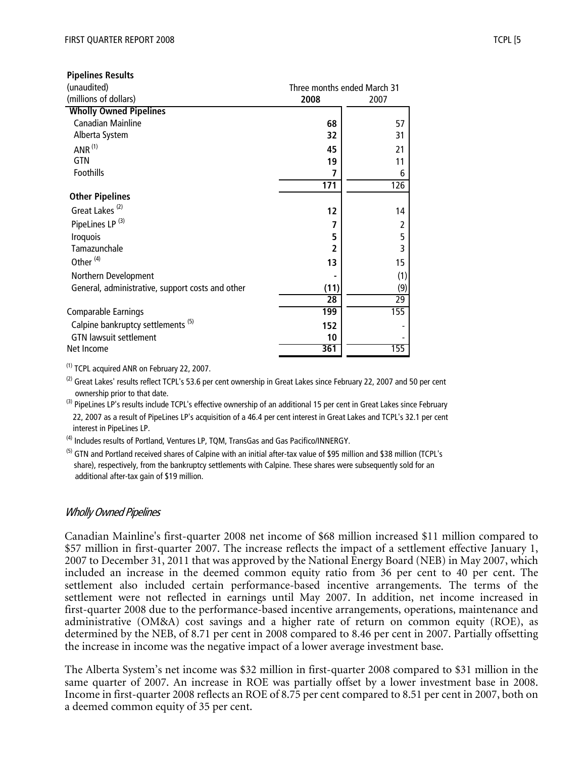**Pipelines Results**

| (unaudited) (millions of dollars) | Three months ended March 31 2008 | 2007 |
|---|---|---|
| **Wholly Owned Pipelines** | | |
| Canadian Mainline | **68** | 57 |
| Alberta System | **32** | 31 |
| ANR [(1)] | **45** | 21 |
| GTN | **19** | 11 |
| Foothills | **7** | 6 |
| | **171** | 126 |
| **Other Pipelines** | | |
| Great Lakes [(2)] | **12** | 14 |
| PipeLines LP [(3)] | **7** | 2 |
| Iroquois | **5** | 5 |
| Tamazunchale | **2** | 3 |
| Other [(4)] | **13** | 15 |
| Northern Development | **-** | (1) |
| General, administrative, support costs and other | **(11)** | (9) |
| | **28** | 29 |
| Comparable Earnings | **199** | 155 |
| Calpine bankruptcy settlements [(5)] | **152** | - |
| GTN lawsuit settlement | **10** | - |
| Net Income | **361** | 155 |

(1) TCPL acquired ANR on February 22, 2007.

(2) Great Lakes' results reflect TCPL's 53.6 per cent ownership in Great Lakes since February 22, 2007 and 50 per cent ownership prior to that date.

(3) PipeLines LP's results include TCPL's effective ownership of an additional 15 per cent in Great Lakes since February 22, 2007 as a result of PipeLines LP's acquisition of a 46.4 per cent interest in Great Lakes and TCPL's 32.1 per cent interest in PipeLines LP.

(4) Includes results of Portland, Ventures LP, TQM, TransGas and Gas Pacifico/INNERGY.

(5) GTN and Portland received shares of Calpine with an initial after-tax value of $95 million and $38 million (TCPL's share), respectively, from the bankruptcy settlements with Calpine. These shares were subsequently sold for an additional after-tax gain of $19 million.

## *Wholly Owned Pipelines*

Canadian Mainline's first-quarter 2008 net income of $68 million increased $11 million compared to $57 million in first-quarter 2007. The increase reflects the impact of a settlement effective January 1, 2007 to December 31, 2011 that was approved by the National Energy Board (NEB) in May 2007, which included an increase in the deemed common equity ratio from 36 per cent to 40 per cent. The settlement also included certain performance-based incentive arrangements. The terms of the settlement were not reflected in earnings until May 2007. In addition, net income increased in first-quarter 2008 due to the performance-based incentive arrangements, operations, maintenance and administrative (OM&A) cost savings and a higher rate of return on common equity (ROE), as determined by the NEB, of 8.71 per cent in 2008 compared to 8.46 per cent in 2007. Partially offsetting the increase in income was the negative impact of a lower average investment base.

The Alberta System's net income was $32 million in first-quarter 2008 compared to $31 million in the same quarter of 2007. An increase in ROE was partially offset by a lower investment base in 2008. Income in first-quarter 2008 reflects an ROE of 8.75 per cent compared to 8.51 per cent in 2007, both on a deemed common equity of 35 per cent.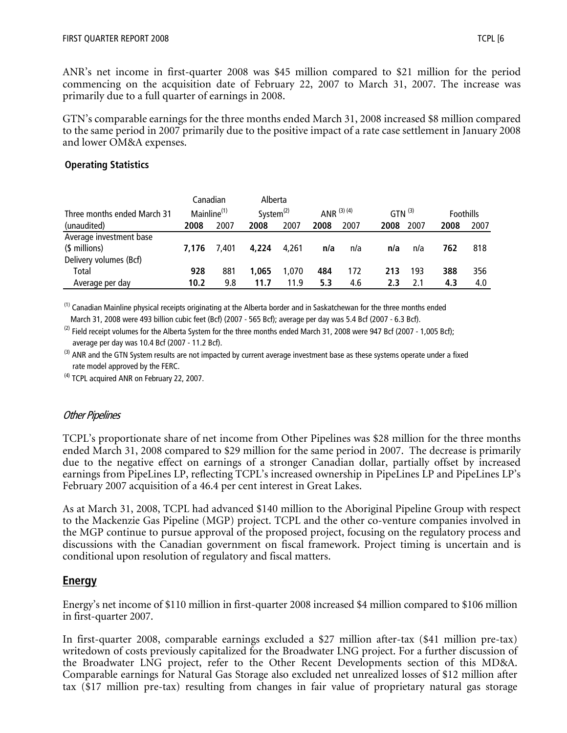ANR's net income in first-quarter 2008 was $45 million compared to $21 million for the period commencing on the acquisition date of February 22, 2007 to March 31, 2007. The increase was primarily due to a full quarter of earnings in 2008.

GTN's comparable earnings for the three months ended March 31, 2008 increased $8 million compared to the same period in 2007 primarily due to the positive impact of a rate case settlement in January 2008 and lower OM&A expenses.

**Operating Statistics**

| Three months ended March 31 | Canadian Mainline[1] | | Alberta System[2] | | ANR [3] [4] | | GTN [3] | | Foothills | |
|---|---|---|---|---|---|---|---|---|---|---|
| (unaudited) | **2008** | 2007 | **2008** | 2007 | **2008** | 2007 | **2008** | 2007 | **2008** | 2007 |
| Average investment base | | | | | | | | | | |
| ($ millions) | **7,176** | 7,401 | **4,224** | 4,261 | **n/a** | n/a | **n/a** | n/a | **762** | 818 |
| Delivery volumes (Bcf) | | | | | | | | | | |
| Total | **928** | 881 | **1,065** | 1,070 | **484** | 172 | **213** | 193 | **388** | 356 |
| Average per day | **10.2** | 9.8 | **11.7** | 11.9 | **5.3** | 4.6 | **2.3** | 2.1 | **4.3** | 4.0 |

[1] Canadian Mainline physical receipts originating at the Alberta border and in Saskatchewan for the three months ended March 31, 2008 were 493 billion cubic feet (Bcf) (2007 - 565 Bcf); average per day was 5.4 Bcf (2007 - 6.3 Bcf).

[2] Field receipt volumes for the Alberta System for the three months ended March 31, 2008 were 947 Bcf (2007 - 1,005 Bcf); average per day was 10.4 Bcf (2007 - 11.2 Bcf).

[3] ANR and the GTN System results are not impacted by current average investment base as these systems operate under a fixed rate model approved by the FERC.

[4] TCPL acquired ANR on February 22, 2007.

*Other Pipelines*

TCPL's proportionate share of net income from Other Pipelines was $28 million for the three months ended March 31, 2008 compared to $29 million for the same period in 2007. The decrease is primarily due to the negative effect on earnings of a stronger Canadian dollar, partially offset by increased earnings from PipeLines LP, reflecting TCPL's increased ownership in PipeLines LP and PipeLines LP's February 2007 acquisition of a 46.4 per cent interest in Great Lakes.

As at March 31, 2008, TCPL had advanced $140 million to the Aboriginal Pipeline Group with respect to the Mackenzie Gas Pipeline (MGP) project. TCPL and the other co-venture companies involved in the MGP continue to pursue approval of the proposed project, focusing on the regulatory process and discussions with the Canadian government on fiscal framework. Project timing is uncertain and is conditional upon resolution of regulatory and fiscal matters.

## Energy

Energy's net income of $110 million in first-quarter 2008 increased $4 million compared to $106 million in first-quarter 2007.

In first-quarter 2008, comparable earnings excluded a $27 million after-tax ($41 million pre-tax) writedown of costs previously capitalized for the Broadwater LNG project. For a further discussion of the Broadwater LNG project, refer to the Other Recent Developments section of this MD&A. Comparable earnings for Natural Gas Storage also excluded net unrealized losses of $12 million after tax ($17 million pre-tax) resulting from changes in fair value of proprietary natural gas storage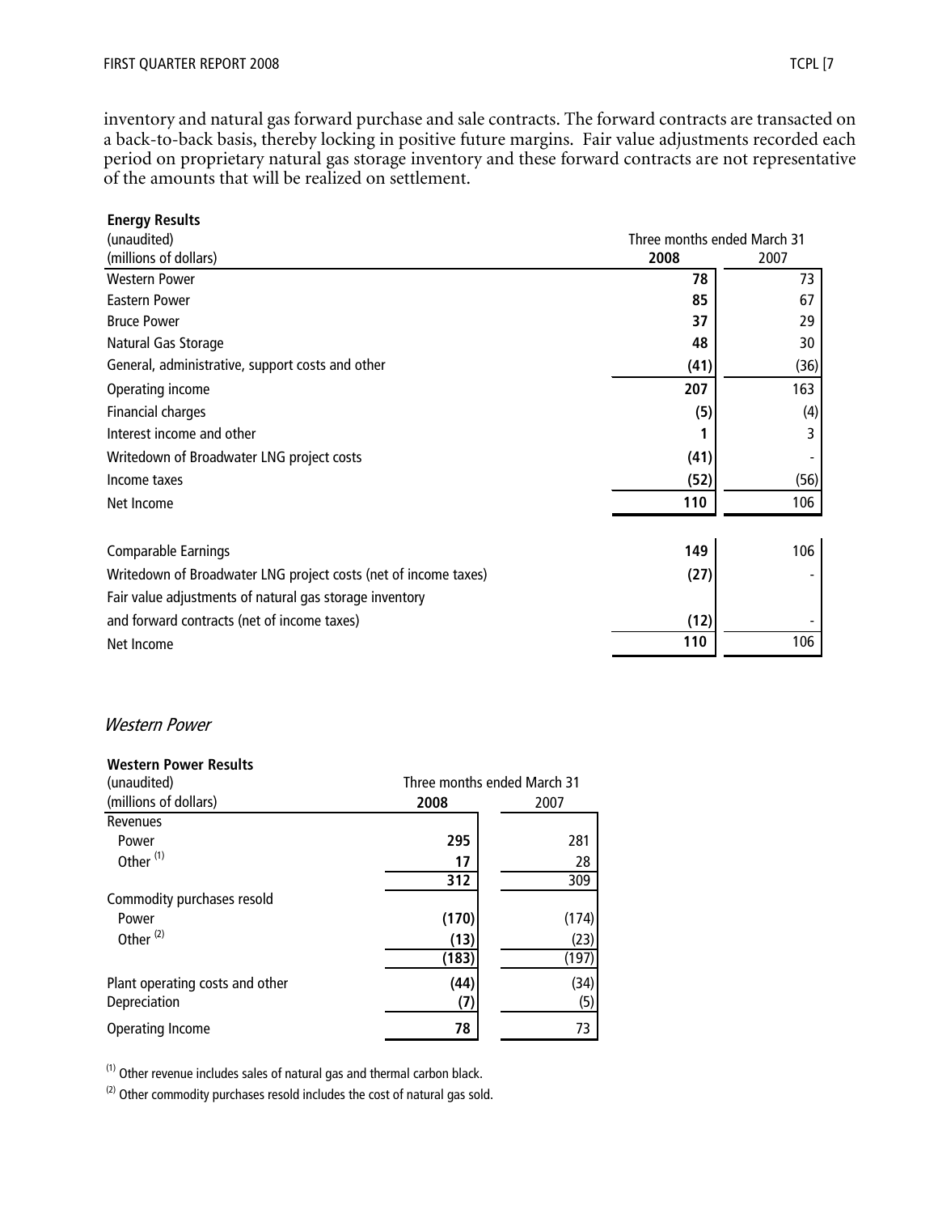inventory and natural gas forward purchase and sale contracts. The forward contracts are transacted on a back-to-back basis, thereby locking in positive future margins. Fair value adjustments recorded each period on proprietary natural gas storage inventory and these forward contracts are not representative of the amounts that will be realized on settlement.

**Energy Results**

| (unaudited) (millions of dollars) | Three months ended March 31 | |
|---|---|---|
| | **2008** | 2007 |
| Western Power | **78** | 73 |
| Eastern Power | **85** | 67 |
| Bruce Power | **37** | 29 |
| Natural Gas Storage | **48** | 30 |
| General, administrative, support costs and other | **(41)** | (36) |
| Operating income | **207** | 163 |
| Financial charges | **(5)** | (4) |
| Interest income and other | **1** | 3 |
| Writedown of Broadwater LNG project costs | **(41)** | - |
| Income taxes | **(52)** | (56) |
| Net Income | **110** | 106 |
| | | |
| Comparable Earnings | **149** | 106 |
| Writedown of Broadwater LNG project costs (net of income taxes) | **(27)** | - |
| Fair value adjustments of natural gas storage inventory and forward contracts (net of income taxes) | **(12)** | - |
| Net Income | **110** | 106 |

### *Western Power*

**Western Power Results**

| (unaudited) (millions of dollars) | Three months ended March 31 | |
|---|---|---|
| | **2008** | 2007 |
| Revenues | | |
| Power | **295** | 281 |
| Other [(1)] | **17** | 28 |
| | **312** | 309 |
| Commodity purchases resold | | |
| Power | **(170)** | (174) |
| Other [(2)] | **(13)** | (23) |
| | **(183)** | (197) |
| Plant operating costs and other | **(44)** | (34) |
| Depreciation | **(7)** | (5) |
| Operating Income | **78** | 73 |

[(1)] Other revenue includes sales of natural gas and thermal carbon black.

[(2)] Other commodity purchases resold includes the cost of natural gas sold.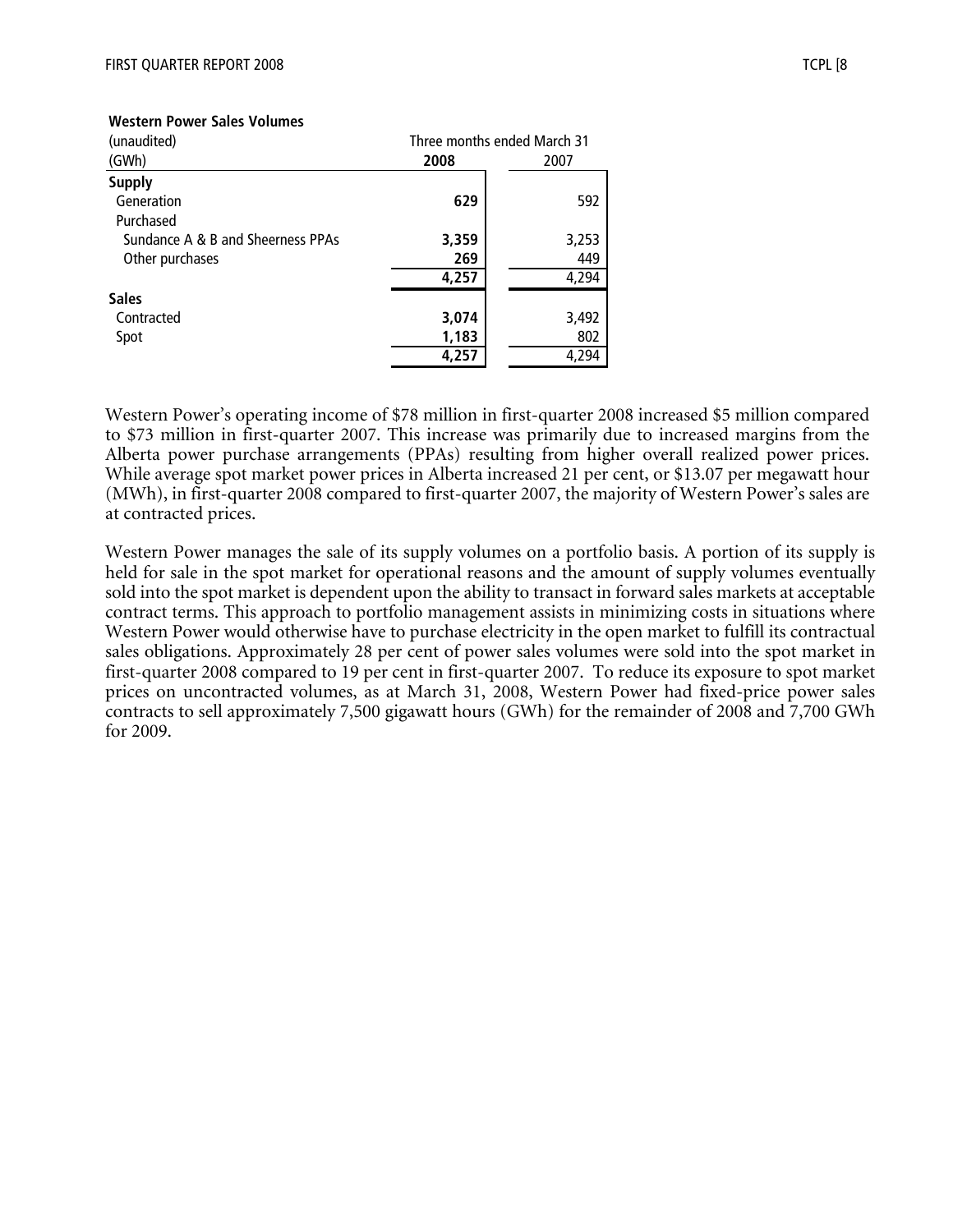**Western Power Sales Volumes**

| (unaudited) | Three months ended March 31 | |
|---|---|---|
| (GWh) | **2008** | 2007 |
| **Supply** | | |
| Generation | **629** | 592 |
| Purchased | | |
| Sundance A & B and Sheerness PPAs | **3,359** | 3,253 |
| Other purchases | **269** | 449 |
| | **4,257** | 4,294 |
| **Sales** | | |
| Contracted | **3,074** | 3,492 |
| Spot | **1,183** | 802 |
| | **4,257** | 4,294 |

Western Power's operating income of $78 million in first-quarter 2008 increased $5 million compared to $73 million in first-quarter 2007. This increase was primarily due to increased margins from the Alberta power purchase arrangements (PPAs) resulting from higher overall realized power prices. While average spot market power prices in Alberta increased 21 per cent, or $13.07 per megawatt hour (MWh), in first-quarter 2008 compared to first-quarter 2007, the majority of Western Power's sales are at contracted prices.

Western Power manages the sale of its supply volumes on a portfolio basis. A portion of its supply is held for sale in the spot market for operational reasons and the amount of supply volumes eventually sold into the spot market is dependent upon the ability to transact in forward sales markets at acceptable contract terms. This approach to portfolio management assists in minimizing costs in situations where Western Power would otherwise have to purchase electricity in the open market to fulfill its contractual sales obligations. Approximately 28 per cent of power sales volumes were sold into the spot market in first-quarter 2008 compared to 19 per cent in first-quarter 2007. To reduce its exposure to spot market prices on uncontracted volumes, as at March 31, 2008, Western Power had fixed-price power sales contracts to sell approximately 7,500 gigawatt hours (GWh) for the remainder of 2008 and 7,700 GWh for 2009.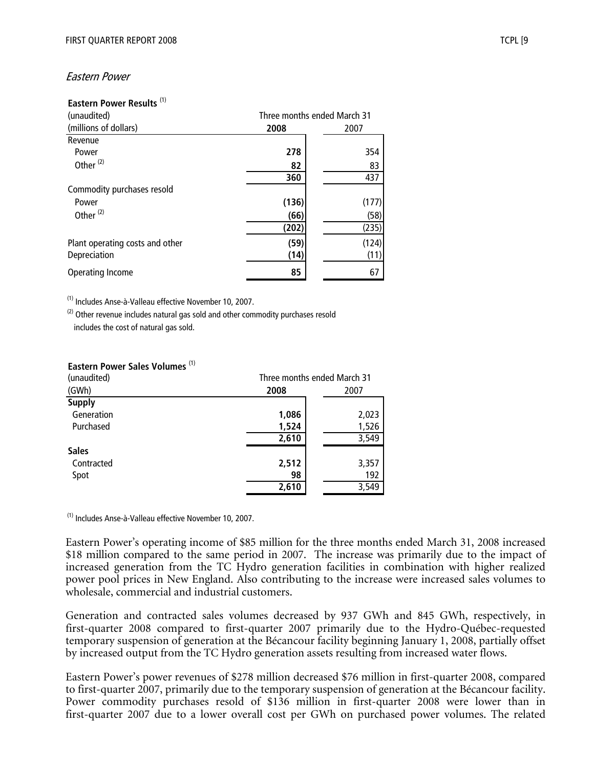### *Eastern Power*

**Eastern Power Results** [(1)]

| (unaudited) (millions of dollars) | Three months ended March 31 | |
|---|---|---|
| | **2008** | 2007 |
| Revenue | | |
| Power | **278** | 354 |
| Other [(2)] | **82** | 83 |
| | **360** | 437 |
| Commodity purchases resold | | |
| Power | **(136)** | (177) |
| Other [(2)] | **(66)** | (58) |
| | **(202)** | (235) |
| Plant operating costs and other | **(59)** | (124) |
| Depreciation | **(14)** | (11) |
| Operating Income | **85** | 67 |

[(1)] Includes Anse-à-Valleau effective November 10, 2007.

[(2)] Other revenue includes natural gas sold and other commodity purchases resold includes the cost of natural gas sold.

**Eastern Power Sales Volumes** [(1)]

| (unaudited) (GWh) | Three months ended March 31 | |
|---|---|---|
| | **2008** | 2007 |
| **Supply** | | |
| Generation | **1,086** | 2,023 |
| Purchased | **1,524** | 1,526 |
| | **2,610** | 3,549 |
| **Sales** | | |
| Contracted | **2,512** | 3,357 |
| Spot | **98** | 192 |
| | **2,610** | 3,549 |

[(1)] Includes Anse-à-Valleau effective November 10, 2007.

Eastern Power's operating income of $85 million for the three months ended March 31, 2008 increased $18 million compared to the same period in 2007. The increase was primarily due to the impact of increased generation from the TC Hydro generation facilities in combination with higher realized power pool prices in New England. Also contributing to the increase were increased sales volumes to wholesale, commercial and industrial customers.

Generation and contracted sales volumes decreased by 937 GWh and 845 GWh, respectively, in first-quarter 2008 compared to first-quarter 2007 primarily due to the Hydro-Québec-requested temporary suspension of generation at the Bécancour facility beginning January 1, 2008, partially offset by increased output from the TC Hydro generation assets resulting from increased water flows.

Eastern Power's power revenues of $278 million decreased $76 million in first-quarter 2008, compared to first-quarter 2007, primarily due to the temporary suspension of generation at the Bécancour facility. Power commodity purchases resold of $136 million in first-quarter 2008 were lower than in first-quarter 2007 due to a lower overall cost per GWh on purchased power volumes. The related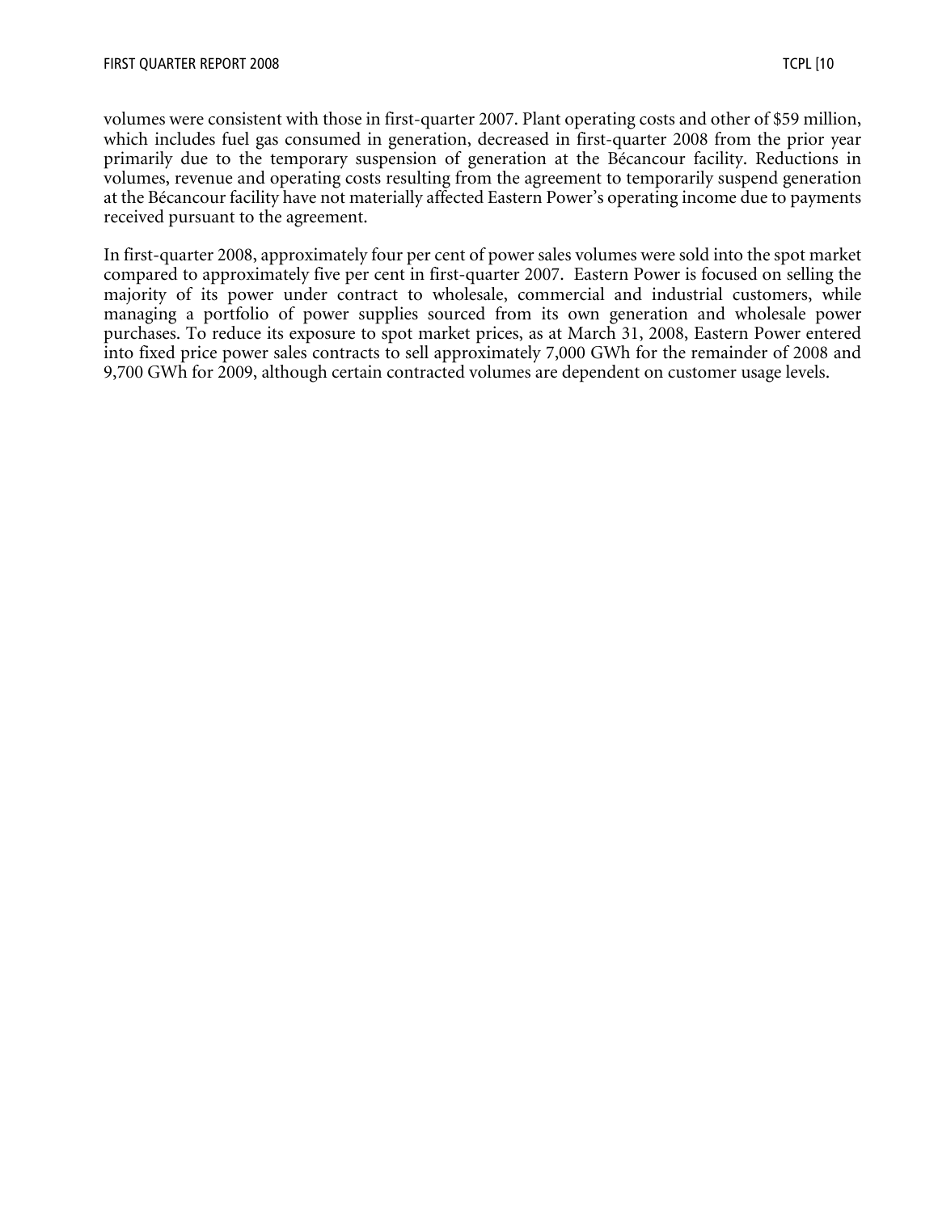volumes were consistent with those in first-quarter 2007. Plant operating costs and other of $59 million, which includes fuel gas consumed in generation, decreased in first-quarter 2008 from the prior year primarily due to the temporary suspension of generation at the Bécancour facility. Reductions in volumes, revenue and operating costs resulting from the agreement to temporarily suspend generation at the Bécancour facility have not materially affected Eastern Power's operating income due to payments received pursuant to the agreement.

In first-quarter 2008, approximately four per cent of power sales volumes were sold into the spot market compared to approximately five per cent in first-quarter 2007. Eastern Power is focused on selling the majority of its power under contract to wholesale, commercial and industrial customers, while managing a portfolio of power supplies sourced from its own generation and wholesale power purchases. To reduce its exposure to spot market prices, as at March 31, 2008, Eastern Power entered into fixed price power sales contracts to sell approximately 7,000 GWh for the remainder of 2008 and 9,700 GWh for 2009, although certain contracted volumes are dependent on customer usage levels.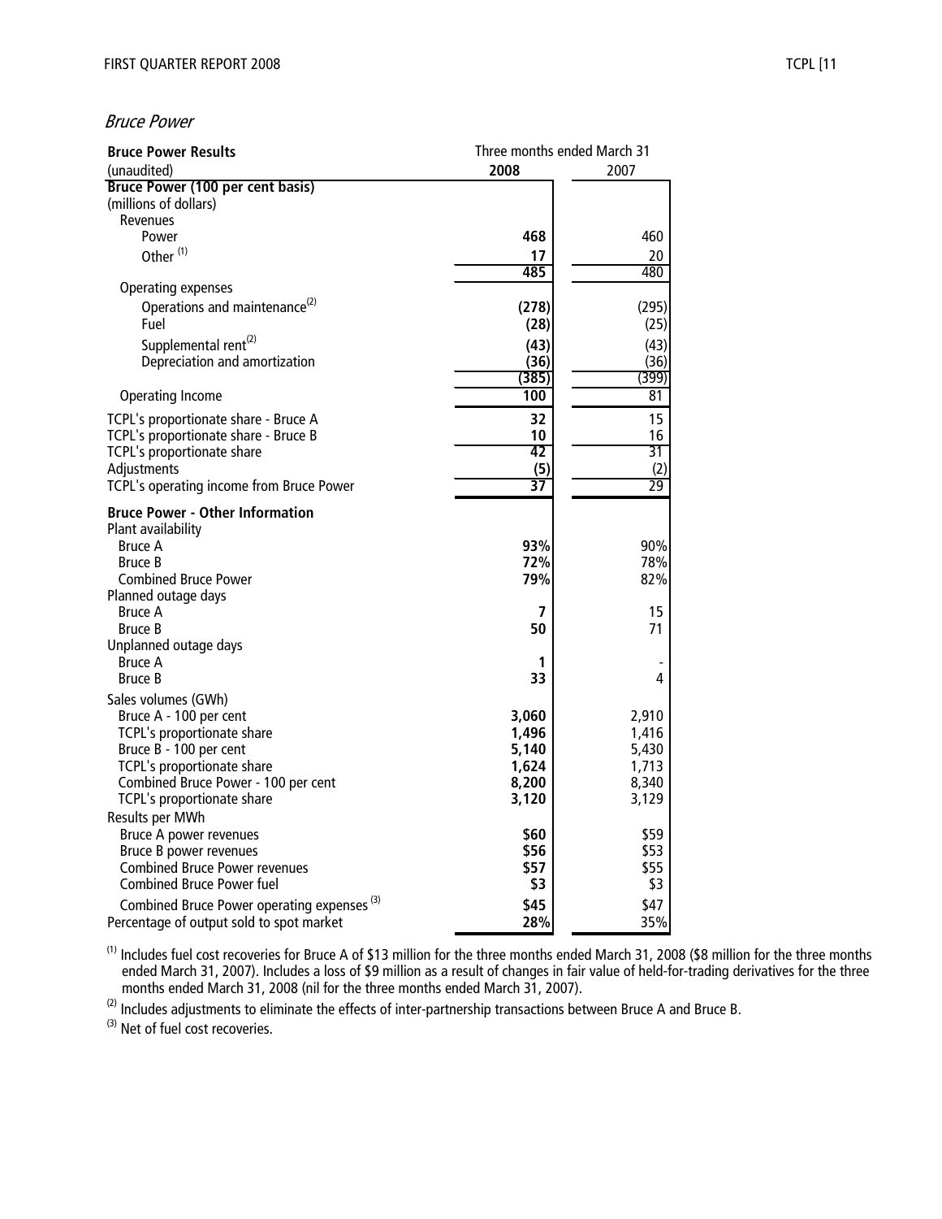*Bruce Power*

| **Bruce Power Results** | Three months ended March 31 | |
|---|---|---|
| (unaudited) | **2008** | 2007 |
| **Bruce Power (100 per cent basis)** | | |
| (millions of dollars) | | |
| Revenues | | |
| Power | **468** | 460 |
| Other [(1)] | **17** | 20 |
| | **485** | 480 |
| Operating expenses | | |
| Operations and maintenance[(2)] | **(278)** | (295) |
| Fuel | **(28)** | (25) |
| Supplemental rent[(2)] | **(43)** | (43) |
| Depreciation and amortization | **(36)** | (36) |
| | **(385)** | (399) |
| Operating Income | **100** | 81 |
| TCPL's proportionate share - Bruce A | **32** | 15 |
| TCPL's proportionate share - Bruce B | **10** | 16 |
| TCPL's proportionate share | **42** | 31 |
| Adjustments | **(5)** | (2) |
| TCPL's operating income from Bruce Power | **37** | 29 |
| **Bruce Power - Other Information** | | |
| Plant availability | | |
| Bruce A | **93%** | 90% |
| Bruce B | **72%** | 78% |
| Combined Bruce Power | **79%** | 82% |
| Planned outage days | | |
| Bruce A | **7** | 15 |
| Bruce B | **50** | 71 |
| Unplanned outage days | | |
| Bruce A | **1** | - |
| Bruce B | **33** | 4 |
| Sales volumes (GWh) | | |
| Bruce A - 100 per cent | **3,060** | 2,910 |
| TCPL's proportionate share | **1,496** | 1,416 |
| Bruce B - 100 per cent | **5,140** | 5,430 |
| TCPL's proportionate share | **1,624** | 1,713 |
| Combined Bruce Power - 100 per cent | **8,200** | 8,340 |
| TCPL's proportionate share | **3,120** | 3,129 |
| Results per MWh | | |
| Bruce A power revenues | **$60** | $59 |
| Bruce B power revenues | **$56** | $53 |
| Combined Bruce Power revenues | **$57** | $55 |
| Combined Bruce Power fuel | **$3** | $3 |
| Combined Bruce Power operating expenses [(3)] | **$45** | $47 |
| Percentage of output sold to spot market | **28%** | 35% |

(1) Includes fuel cost recoveries for Bruce A of $13 million for the three months ended March 31, 2008 ($8 million for the three months ended March 31, 2007). Includes a loss of $9 million as a result of changes in fair value of held-for-trading derivatives for the three months ended March 31, 2008 (nil for the three months ended March 31, 2007).

(2) Includes adjustments to eliminate the effects of inter-partnership transactions between Bruce A and Bruce B.

(3) Net of fuel cost recoveries.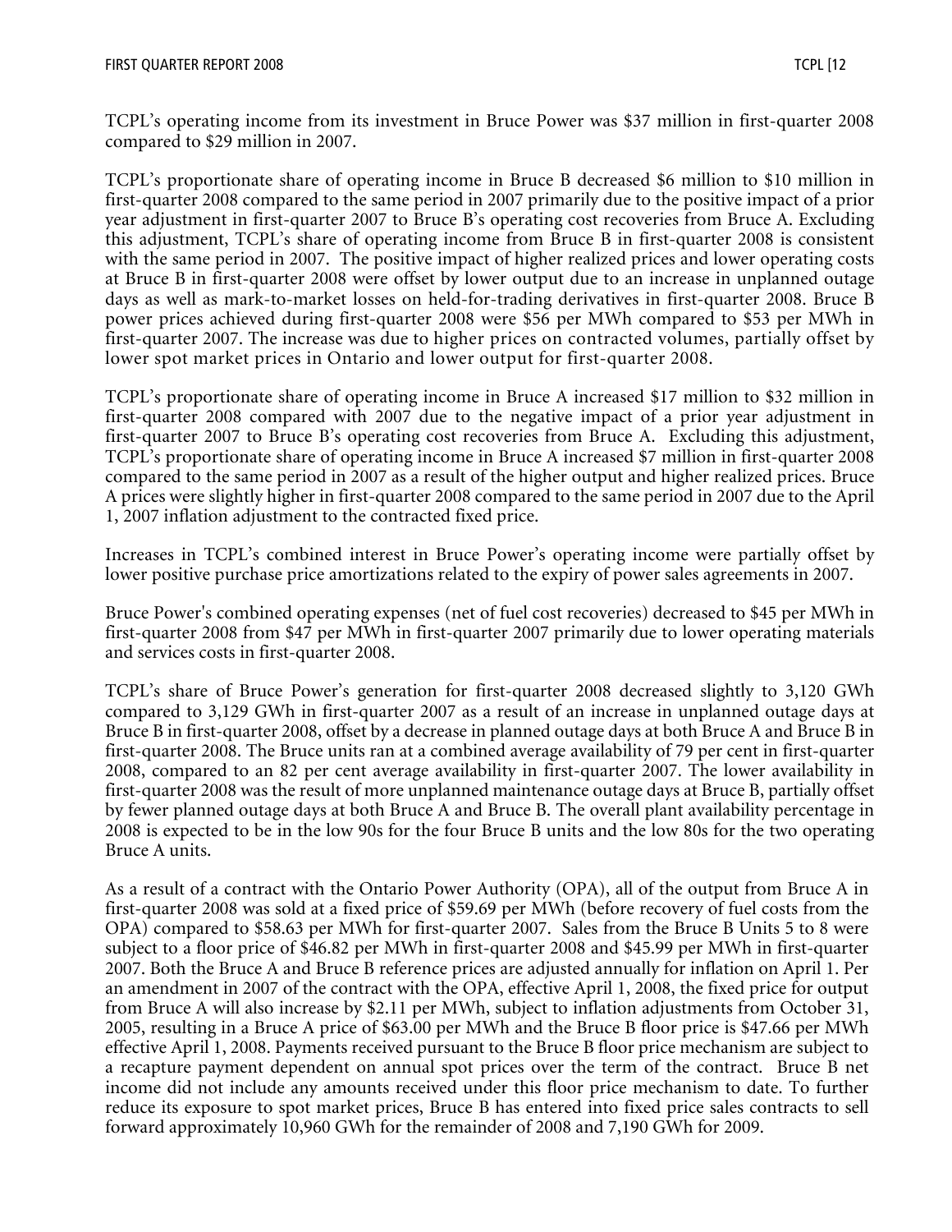TCPL's operating income from its investment in Bruce Power was $37 million in first-quarter 2008 compared to $29 million in 2007.

TCPL's proportionate share of operating income in Bruce B decreased $6 million to $10 million in first-quarter 2008 compared to the same period in 2007 primarily due to the positive impact of a prior year adjustment in first-quarter 2007 to Bruce B's operating cost recoveries from Bruce A. Excluding this adjustment, TCPL's share of operating income from Bruce B in first-quarter 2008 is consistent with the same period in 2007. The positive impact of higher realized prices and lower operating costs at Bruce B in first-quarter 2008 were offset by lower output due to an increase in unplanned outage days as well as mark-to-market losses on held-for-trading derivatives in first-quarter 2008. Bruce B power prices achieved during first-quarter 2008 were $56 per MWh compared to $53 per MWh in first-quarter 2007. The increase was due to higher prices on contracted volumes, partially offset by lower spot market prices in Ontario and lower output for first-quarter 2008.

TCPL's proportionate share of operating income in Bruce A increased $17 million to $32 million in first-quarter 2008 compared with 2007 due to the negative impact of a prior year adjustment in first-quarter 2007 to Bruce B's operating cost recoveries from Bruce A. Excluding this adjustment, TCPL's proportionate share of operating income in Bruce A increased $7 million in first-quarter 2008 compared to the same period in 2007 as a result of the higher output and higher realized prices. Bruce A prices were slightly higher in first-quarter 2008 compared to the same period in 2007 due to the April 1, 2007 inflation adjustment to the contracted fixed price.

Increases in TCPL's combined interest in Bruce Power's operating income were partially offset by lower positive purchase price amortizations related to the expiry of power sales agreements in 2007.

Bruce Power's combined operating expenses (net of fuel cost recoveries) decreased to $45 per MWh in first-quarter 2008 from $47 per MWh in first-quarter 2007 primarily due to lower operating materials and services costs in first-quarter 2008.

TCPL's share of Bruce Power's generation for first-quarter 2008 decreased slightly to 3,120 GWh compared to 3,129 GWh in first-quarter 2007 as a result of an increase in unplanned outage days at Bruce B in first-quarter 2008, offset by a decrease in planned outage days at both Bruce A and Bruce B in first-quarter 2008. The Bruce units ran at a combined average availability of 79 per cent in first-quarter 2008, compared to an 82 per cent average availability in first-quarter 2007. The lower availability in first-quarter 2008 was the result of more unplanned maintenance outage days at Bruce B, partially offset by fewer planned outage days at both Bruce A and Bruce B. The overall plant availability percentage in 2008 is expected to be in the low 90s for the four Bruce B units and the low 80s for the two operating Bruce A units.

As a result of a contract with the Ontario Power Authority (OPA), all of the output from Bruce A in first-quarter 2008 was sold at a fixed price of $59.69 per MWh (before recovery of fuel costs from the OPA) compared to $58.63 per MWh for first-quarter 2007. Sales from the Bruce B Units 5 to 8 were subject to a floor price of $46.82 per MWh in first-quarter 2008 and $45.99 per MWh in first-quarter 2007. Both the Bruce A and Bruce B reference prices are adjusted annually for inflation on April 1. Per an amendment in 2007 of the contract with the OPA, effective April 1, 2008, the fixed price for output from Bruce A will also increase by $2.11 per MWh, subject to inflation adjustments from October 31, 2005, resulting in a Bruce A price of $63.00 per MWh and the Bruce B floor price is $47.66 per MWh effective April 1, 2008. Payments received pursuant to the Bruce B floor price mechanism are subject to a recapture payment dependent on annual spot prices over the term of the contract. Bruce B net income did not include any amounts received under this floor price mechanism to date. To further reduce its exposure to spot market prices, Bruce B has entered into fixed price sales contracts to sell forward approximately 10,960 GWh for the remainder of 2008 and 7,190 GWh for 2009.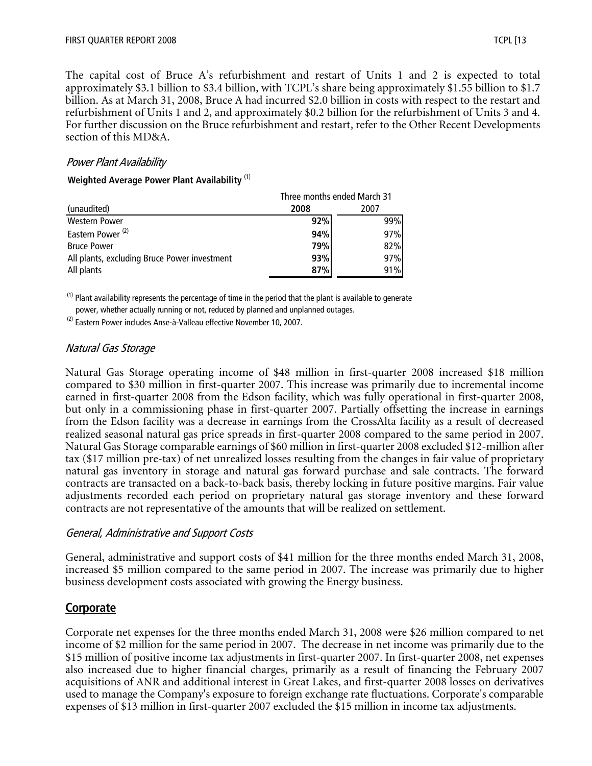The capital cost of Bruce A's refurbishment and restart of Units 1 and 2 is expected to total approximately $3.1 billion to $3.4 billion, with TCPL's share being approximately $1.55 billion to $1.7 billion. As at March 31, 2008, Bruce A had incurred $2.0 billion in costs with respect to the restart and refurbishment of Units 1 and 2, and approximately $0.2 billion for the refurbishment of Units 3 and 4. For further discussion on the Bruce refurbishment and restart, refer to the Other Recent Developments section of this MD&A.

### *Power Plant Availability*

**Weighted Average Power Plant Availability** [(1)]

| | Three months ended March 31 | |
|---|---|---|
| (unaudited) | **2008** | 2007 |
| Western Power | **92%** | 99% |
| Eastern Power [(2)] | **94%** | 97% |
| Bruce Power | **79%** | 82% |
| All plants, excluding Bruce Power investment | **93%** | 97% |
| All plants | **87%** | 91% |

[(1)] Plant availability represents the percentage of time in the period that the plant is available to generate power, whether actually running or not, reduced by planned and unplanned outages.

[(2)] Eastern Power includes Anse-à-Valleau effective November 10, 2007.

### *Natural Gas Storage*

Natural Gas Storage operating income of $48 million in first-quarter 2008 increased $18 million compared to $30 million in first-quarter 2007. This increase was primarily due to incremental income earned in first-quarter 2008 from the Edson facility, which was fully operational in first-quarter 2008, but only in a commissioning phase in first-quarter 2007. Partially offsetting the increase in earnings from the Edson facility was a decrease in earnings from the CrossAlta facility as a result of decreased realized seasonal natural gas price spreads in first-quarter 2008 compared to the same period in 2007. Natural Gas Storage comparable earnings of $60 million in first-quarter 2008 excluded $12-million after tax ($17 million pre-tax) of net unrealized losses resulting from the changes in fair value of proprietary natural gas inventory in storage and natural gas forward purchase and sale contracts. The forward contracts are transacted on a back-to-back basis, thereby locking in future positive margins. Fair value adjustments recorded each period on proprietary natural gas storage inventory and these forward contracts are not representative of the amounts that will be realized on settlement.

### *General, Administrative and Support Costs*

General, administrative and support costs of $41 million for the three months ended March 31, 2008, increased $5 million compared to the same period in 2007. The increase was primarily due to higher business development costs associated with growing the Energy business.

## Corporate

Corporate net expenses for the three months ended March 31, 2008 were $26 million compared to net income of $2 million for the same period in 2007. The decrease in net income was primarily due to the $15 million of positive income tax adjustments in first-quarter 2007. In first-quarter 2008, net expenses also increased due to higher financial charges, primarily as a result of financing the February 2007 acquisitions of ANR and additional interest in Great Lakes, and first-quarter 2008 losses on derivatives used to manage the Company's exposure to foreign exchange rate fluctuations. Corporate's comparable expenses of $13 million in first-quarter 2007 excluded the $15 million in income tax adjustments.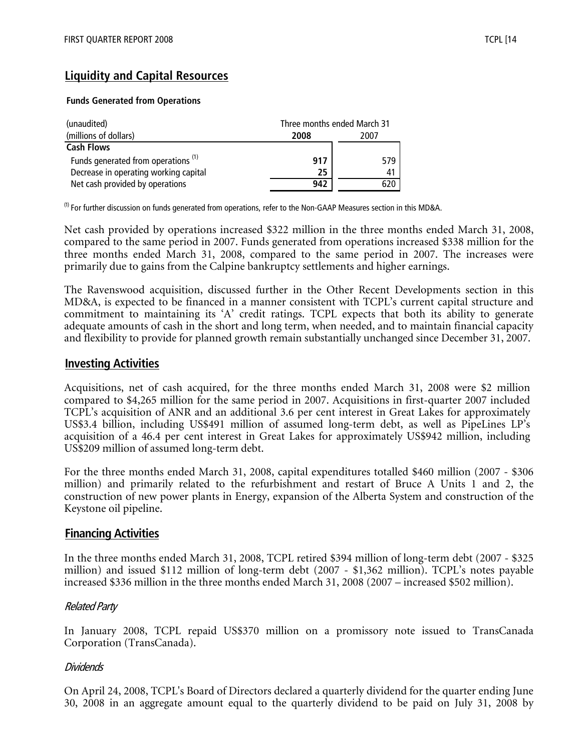## Liquidity and Capital Resources

**Funds Generated from Operations**

| (unaudited) | Three months ended March 31 | |
|---|---|---|
| (millions of dollars) | **2008** | 2007 |
| **Cash Flows** | | |
| Funds generated from operations [(1)] | **917** | 579 |
| Decrease in operating working capital | **25** | 41 |
| Net cash provided by operations | **942** | 620 |

[(1)] For further discussion on funds generated from operations, refer to the Non-GAAP Measures section in this MD&A.

Net cash provided by operations increased $322 million in the three months ended March 31, 2008, compared to the same period in 2007. Funds generated from operations increased $338 million for the three months ended March 31, 2008, compared to the same period in 2007. The increases were primarily due to gains from the Calpine bankruptcy settlements and higher earnings.

The Ravenswood acquisition, discussed further in the Other Recent Developments section in this MD&A, is expected to be financed in a manner consistent with TCPL's current capital structure and commitment to maintaining its 'A' credit ratings. TCPL expects that both its ability to generate adequate amounts of cash in the short and long term, when needed, and to maintain financial capacity and flexibility to provide for planned growth remain substantially unchanged since December 31, 2007.

## Investing Activities

Acquisitions, net of cash acquired, for the three months ended March 31, 2008 were $2 million compared to $4,265 million for the same period in 2007. Acquisitions in first-quarter 2007 included TCPL's acquisition of ANR and an additional 3.6 per cent interest in Great Lakes for approximately US$3.4 billion, including US$491 million of assumed long-term debt, as well as PipeLines LP's acquisition of a 46.4 per cent interest in Great Lakes for approximately US$942 million, including US$209 million of assumed long-term debt.

For the three months ended March 31, 2008, capital expenditures totalled $460 million (2007 - $306 million) and primarily related to the refurbishment and restart of Bruce A Units 1 and 2, the construction of new power plants in Energy, expansion of the Alberta System and construction of the Keystone oil pipeline.

## Financing Activities

In the three months ended March 31, 2008, TCPL retired $394 million of long-term debt (2007 - $325 million) and issued $112 million of long-term debt (2007 - $1,362 million). TCPL's notes payable increased $336 million in the three months ended March 31, 2008 (2007 – increased $502 million).

### *Related Party*

In January 2008, TCPL repaid US$370 million on a promissory note issued to TransCanada Corporation (TransCanada).

### *Dividends*

On April 24, 2008, TCPL's Board of Directors declared a quarterly dividend for the quarter ending June 30, 2008 in an aggregate amount equal to the quarterly dividend to be paid on July 31, 2008 by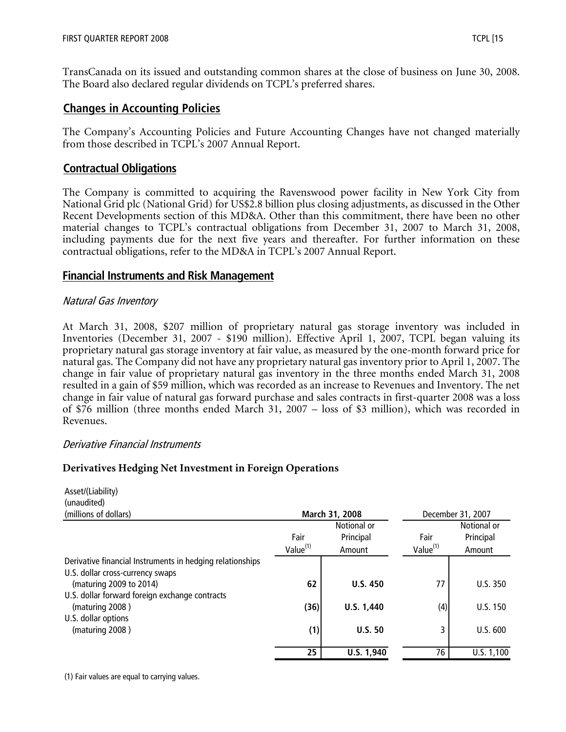TransCanada on its issued and outstanding common shares at the close of business on June 30, 2008. The Board also declared regular dividends on TCPL's preferred shares.

## Changes in Accounting Policies

The Company's Accounting Policies and Future Accounting Changes have not changed materially from those described in TCPL's 2007 Annual Report.

## Contractual Obligations

The Company is committed to acquiring the Ravenswood power facility in New York City from National Grid plc (National Grid) for US$2.8 billion plus closing adjustments, as discussed in the Other Recent Developments section of this MD&A. Other than this commitment, there have been no other material changes to TCPL's contractual obligations from December 31, 2007 to March 31, 2008, including payments due for the next five years and thereafter. For further information on these contractual obligations, refer to the MD&A in TCPL's 2007 Annual Report.

## Financial Instruments and Risk Management

### *Natural Gas Inventory*

At March 31, 2008, $207 million of proprietary natural gas storage inventory was included in Inventories (December 31, 2007 - $190 million). Effective April 1, 2007, TCPL began valuing its proprietary natural gas storage inventory at fair value, as measured by the one-month forward price for natural gas. The Company did not have any proprietary natural gas inventory prior to April 1, 2007. The change in fair value of proprietary natural gas inventory in the three months ended March 31, 2008 resulted in a gain of $59 million, which was recorded as an increase to Revenues and Inventory. The net change in fair value of natural gas forward purchase and sales contracts in first-quarter 2008 was a loss of $76 million (three months ended March 31, 2007 – loss of $3 million), which was recorded in Revenues.

### *Derivative Financial Instruments*

**Derivatives Hedging Net Investment in Foreign Operations**

| Asset/(Liability) (unaudited) (millions of dollars) | March 31, 2008 | | December 31, 2007 | |
|---|---|---|---|---|
| | Fair Value[1] | Notional or Principal Amount | Fair Value[1] | Notional or Principal Amount |
| Derivative financial Instruments in hedging relationships | | | | |
| U.S. dollar cross-currency swaps (maturing 2009 to 2014) | **62** | **U.S. 450** | 77 | U.S. 350 |
| U.S. dollar forward foreign exchange contracts (maturing 2008 ) | **(36)** | **U.S. 1,440** | (4) | U.S. 150 |
| U.S. dollar options (maturing 2008 ) | **(1)** | **U.S. 50** | 3 | U.S. 600 |
| | **25** | **U.S. 1,940** | 76 | U.S. 1,100 |

(1) Fair values are equal to carrying values.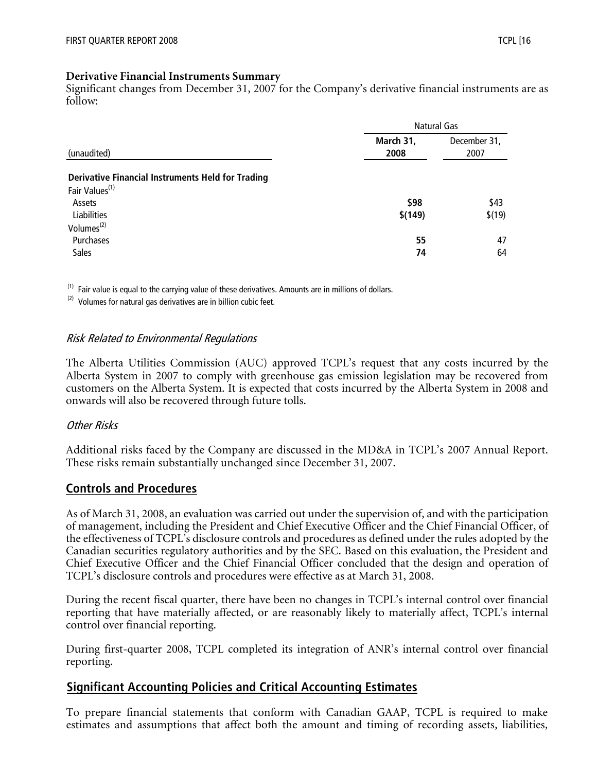**Derivative Financial Instruments Summary**

Significant changes from December 31, 2007 for the Company's derivative financial instruments are as follow:

| (unaudited) | Natural Gas | |
|---|---|---|
| | **March 31, 2008** | December 31, 2007 |
| **Derivative Financial Instruments Held for Trading** | | |
| Fair Values[1] | | |
| Assets | **$98** | $43 |
| Liabilities | **$(149)** | $(19) |
| Volumes[2] | | |
| Purchases | **55** | 47 |
| Sales | **74** | 64 |

[1] Fair value is equal to the carrying value of these derivatives. Amounts are in millions of dollars.

[2] Volumes for natural gas derivatives are in billion cubic feet.

### *Risk Related to Environmental Regulations*

The Alberta Utilities Commission (AUC) approved TCPL's request that any costs incurred by the Alberta System in 2007 to comply with greenhouse gas emission legislation may be recovered from customers on the Alberta System. It is expected that costs incurred by the Alberta System in 2008 and onwards will also be recovered through future tolls.

### *Other Risks*

Additional risks faced by the Company are discussed in the MD&A in TCPL's 2007 Annual Report. These risks remain substantially unchanged since December 31, 2007.

## Controls and Procedures

As of March 31, 2008, an evaluation was carried out under the supervision of, and with the participation of management, including the President and Chief Executive Officer and the Chief Financial Officer, of the effectiveness of TCPL's disclosure controls and procedures as defined under the rules adopted by the Canadian securities regulatory authorities and by the SEC. Based on this evaluation, the President and Chief Executive Officer and the Chief Financial Officer concluded that the design and operation of TCPL's disclosure controls and procedures were effective as at March 31, 2008.

During the recent fiscal quarter, there have been no changes in TCPL's internal control over financial reporting that have materially affected, or are reasonably likely to materially affect, TCPL's internal control over financial reporting.

During first-quarter 2008, TCPL completed its integration of ANR's internal control over financial reporting.

## Significant Accounting Policies and Critical Accounting Estimates

To prepare financial statements that conform with Canadian GAAP, TCPL is required to make estimates and assumptions that affect both the amount and timing of recording assets, liabilities,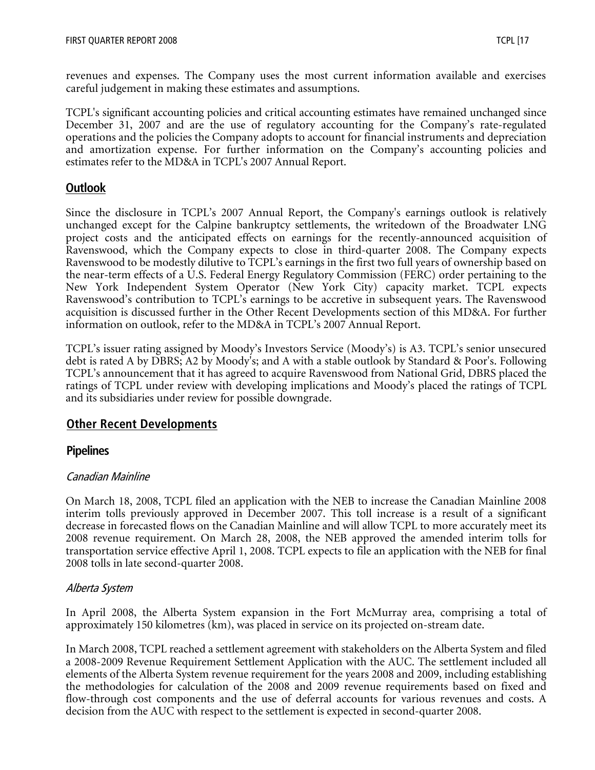revenues and expenses. The Company uses the most current information available and exercises careful judgement in making these estimates and assumptions.

TCPL's significant accounting policies and critical accounting estimates have remained unchanged since December 31, 2007 and are the use of regulatory accounting for the Company's rate-regulated operations and the policies the Company adopts to account for financial instruments and depreciation and amortization expense. For further information on the Company's accounting policies and estimates refer to the MD&A in TCPL's 2007 Annual Report.

## Outlook

Since the disclosure in TCPL's 2007 Annual Report, the Company's earnings outlook is relatively unchanged except for the Calpine bankruptcy settlements, the writedown of the Broadwater LNG project costs and the anticipated effects on earnings for the recently-announced acquisition of Ravenswood, which the Company expects to close in third-quarter 2008. The Company expects Ravenswood to be modestly dilutive to TCPL's earnings in the first two full years of ownership based on the near-term effects of a U.S. Federal Energy Regulatory Commission (FERC) order pertaining to the New York Independent System Operator (New York City) capacity market. TCPL expects Ravenswood's contribution to TCPL's earnings to be accretive in subsequent years. The Ravenswood acquisition is discussed further in the Other Recent Developments section of this MD&A. For further information on outlook, refer to the MD&A in TCPL's 2007 Annual Report.

TCPL's issuer rating assigned by Moody's Investors Service (Moody's) is A3. TCPL's senior unsecured debt is rated A by DBRS; A2 by Moody's; and A with a stable outlook by Standard & Poor's. Following TCPL's announcement that it has agreed to acquire Ravenswood from National Grid, DBRS placed the ratings of TCPL under review with developing implications and Moody's placed the ratings of TCPL and its subsidiaries under review for possible downgrade.

## Other Recent Developments

### Pipelines

#### *Canadian Mainline*

On March 18, 2008, TCPL filed an application with the NEB to increase the Canadian Mainline 2008 interim tolls previously approved in December 2007. This toll increase is a result of a significant decrease in forecasted flows on the Canadian Mainline and will allow TCPL to more accurately meet its 2008 revenue requirement. On March 28, 2008, the NEB approved the amended interim tolls for transportation service effective April 1, 2008. TCPL expects to file an application with the NEB for final 2008 tolls in late second-quarter 2008.

#### *Alberta System*

In April 2008, the Alberta System expansion in the Fort McMurray area, comprising a total of approximately 150 kilometres (km), was placed in service on its projected on-stream date.

In March 2008, TCPL reached a settlement agreement with stakeholders on the Alberta System and filed a 2008-2009 Revenue Requirement Settlement Application with the AUC. The settlement included all elements of the Alberta System revenue requirement for the years 2008 and 2009, including establishing the methodologies for calculation of the 2008 and 2009 revenue requirements based on fixed and flow-through cost components and the use of deferral accounts for various revenues and costs. A decision from the AUC with respect to the settlement is expected in second-quarter 2008.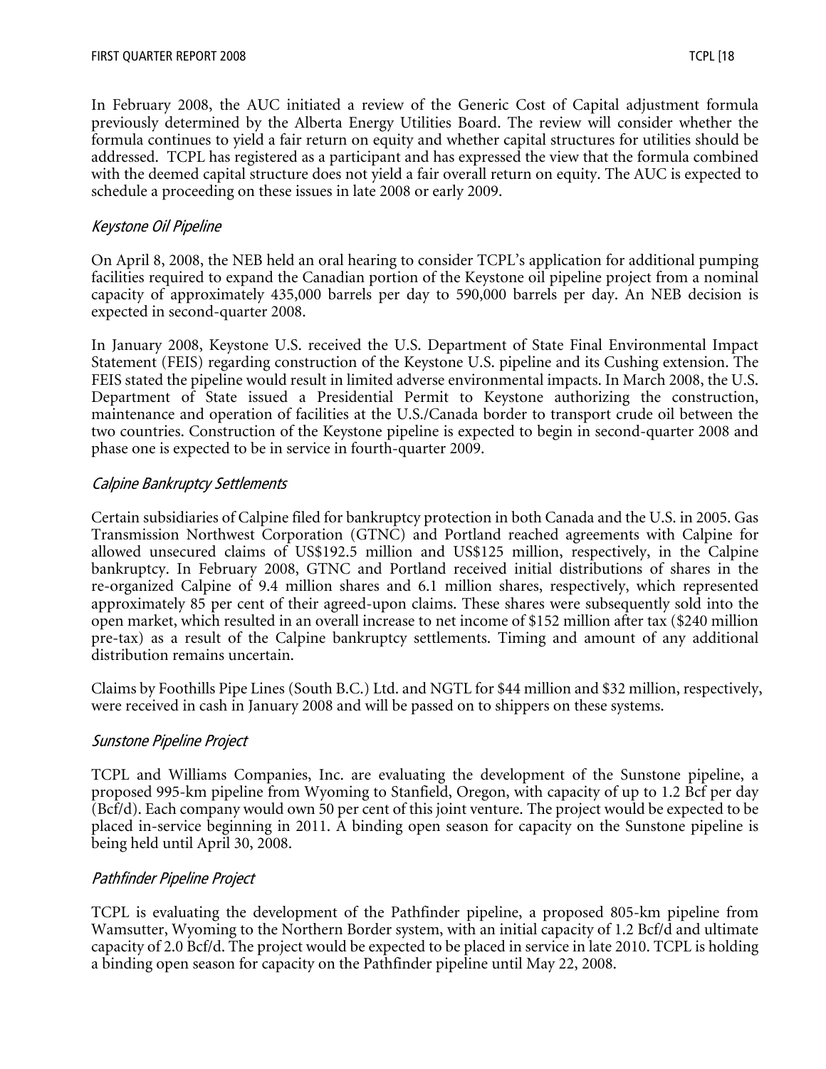In February 2008, the AUC initiated a review of the Generic Cost of Capital adjustment formula previously determined by the Alberta Energy Utilities Board. The review will consider whether the formula continues to yield a fair return on equity and whether capital structures for utilities should be addressed. TCPL has registered as a participant and has expressed the view that the formula combined with the deemed capital structure does not yield a fair overall return on equity. The AUC is expected to schedule a proceeding on these issues in late 2008 or early 2009.

*Keystone Oil Pipeline*

On April 8, 2008, the NEB held an oral hearing to consider TCPL's application for additional pumping facilities required to expand the Canadian portion of the Keystone oil pipeline project from a nominal capacity of approximately 435,000 barrels per day to 590,000 barrels per day. An NEB decision is expected in second-quarter 2008.

In January 2008, Keystone U.S. received the U.S. Department of State Final Environmental Impact Statement (FEIS) regarding construction of the Keystone U.S. pipeline and its Cushing extension. The FEIS stated the pipeline would result in limited adverse environmental impacts. In March 2008, the U.S. Department of State issued a Presidential Permit to Keystone authorizing the construction, maintenance and operation of facilities at the U.S./Canada border to transport crude oil between the two countries. Construction of the Keystone pipeline is expected to begin in second-quarter 2008 and phase one is expected to be in service in fourth-quarter 2009.

*Calpine Bankruptcy Settlements*

Certain subsidiaries of Calpine filed for bankruptcy protection in both Canada and the U.S. in 2005. Gas Transmission Northwest Corporation (GTNC) and Portland reached agreements with Calpine for allowed unsecured claims of US$192.5 million and US$125 million, respectively, in the Calpine bankruptcy. In February 2008, GTNC and Portland received initial distributions of shares in the re-organized Calpine of 9.4 million shares and 6.1 million shares, respectively, which represented approximately 85 per cent of their agreed-upon claims. These shares were subsequently sold into the open market, which resulted in an overall increase to net income of $152 million after tax ($240 million pre-tax) as a result of the Calpine bankruptcy settlements. Timing and amount of any additional distribution remains uncertain.

Claims by Foothills Pipe Lines (South B.C.) Ltd. and NGTL for $44 million and $32 million, respectively, were received in cash in January 2008 and will be passed on to shippers on these systems.

*Sunstone Pipeline Project*

TCPL and Williams Companies, Inc. are evaluating the development of the Sunstone pipeline, a proposed 995-km pipeline from Wyoming to Stanfield, Oregon, with capacity of up to 1.2 Bcf per day (Bcf/d). Each company would own 50 per cent of this joint venture. The project would be expected to be placed in-service beginning in 2011. A binding open season for capacity on the Sunstone pipeline is being held until April 30, 2008.

*Pathfinder Pipeline Project*

TCPL is evaluating the development of the Pathfinder pipeline, a proposed 805-km pipeline from Wamsutter, Wyoming to the Northern Border system, with an initial capacity of 1.2 Bcf/d and ultimate capacity of 2.0 Bcf/d. The project would be expected to be placed in service in late 2010. TCPL is holding a binding open season for capacity on the Pathfinder pipeline until May 22, 2008.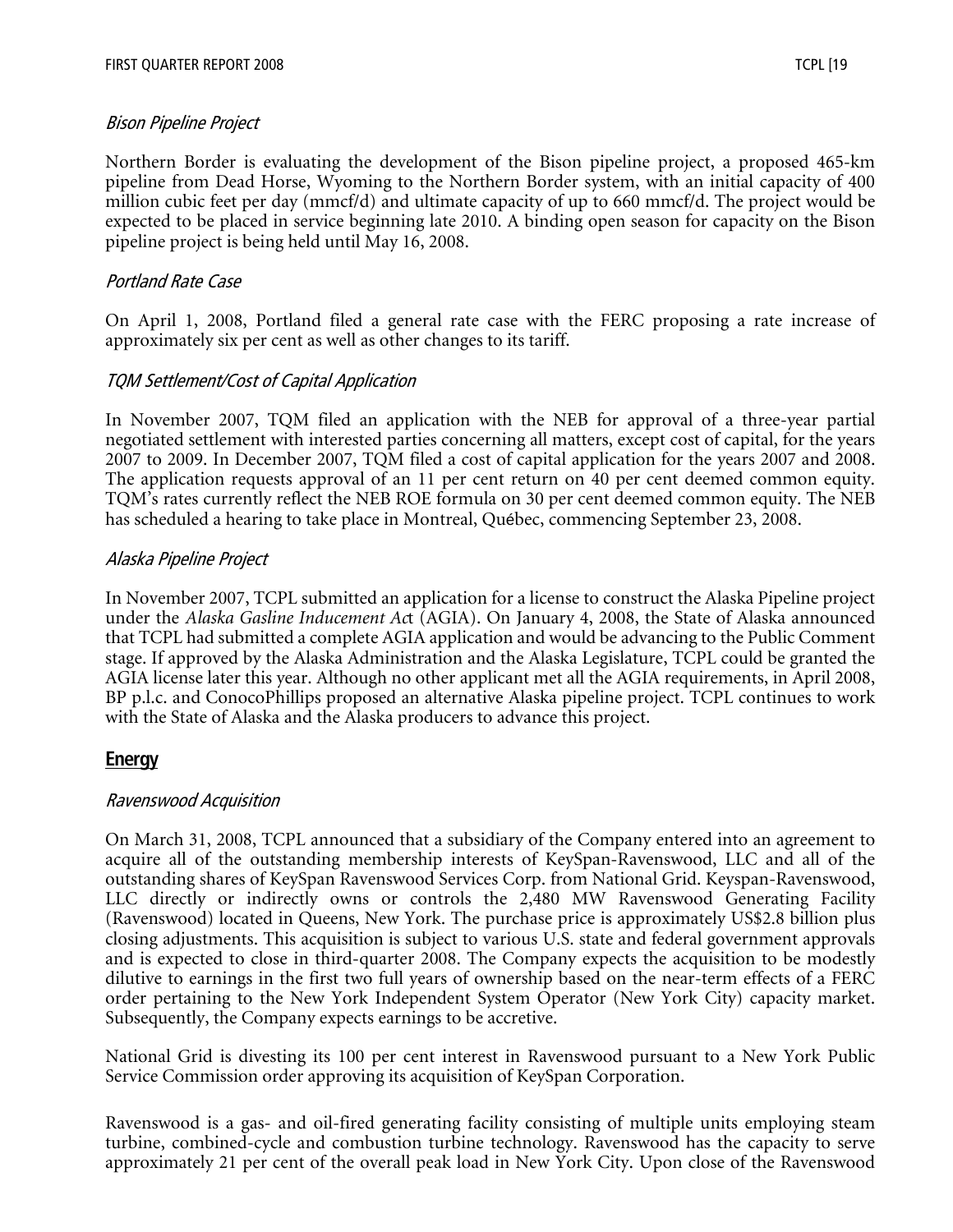### *Bison Pipeline Project*

Northern Border is evaluating the development of the Bison pipeline project, a proposed 465-km pipeline from Dead Horse, Wyoming to the Northern Border system, with an initial capacity of 400 million cubic feet per day (mmcf/d) and ultimate capacity of up to 660 mmcf/d. The project would be expected to be placed in service beginning late 2010. A binding open season for capacity on the Bison pipeline project is being held until May 16, 2008.

### *Portland Rate Case*

On April 1, 2008, Portland filed a general rate case with the FERC proposing a rate increase of approximately six per cent as well as other changes to its tariff.

### *TQM Settlement/Cost of Capital Application*

In November 2007, TQM filed an application with the NEB for approval of a three-year partial negotiated settlement with interested parties concerning all matters, except cost of capital, for the years 2007 to 2009. In December 2007, TQM filed a cost of capital application for the years 2007 and 2008. The application requests approval of an 11 per cent return on 40 per cent deemed common equity. TQM's rates currently reflect the NEB ROE formula on 30 per cent deemed common equity. The NEB has scheduled a hearing to take place in Montreal, Québec, commencing September 23, 2008.

### *Alaska Pipeline Project*

In November 2007, TCPL submitted an application for a license to construct the Alaska Pipeline project under the *Alaska Gasline Inducement Act* (AGIA). On January 4, 2008, the State of Alaska announced that TCPL had submitted a complete AGIA application and would be advancing to the Public Comment stage. If approved by the Alaska Administration and the Alaska Legislature, TCPL could be granted the AGIA license later this year. Although no other applicant met all the AGIA requirements, in April 2008, BP p.l.c. and ConocoPhillips proposed an alternative Alaska pipeline project. TCPL continues to work with the State of Alaska and the Alaska producers to advance this project.

## Energy

### *Ravenswood Acquisition*

On March 31, 2008, TCPL announced that a subsidiary of the Company entered into an agreement to acquire all of the outstanding membership interests of KeySpan-Ravenswood, LLC and all of the outstanding shares of KeySpan Ravenswood Services Corp. from National Grid. Keyspan-Ravenswood, LLC directly or indirectly owns or controls the 2,480 MW Ravenswood Generating Facility (Ravenswood) located in Queens, New York. The purchase price is approximately US$2.8 billion plus closing adjustments. This acquisition is subject to various U.S. state and federal government approvals and is expected to close in third-quarter 2008. The Company expects the acquisition to be modestly dilutive to earnings in the first two full years of ownership based on the near-term effects of a FERC order pertaining to the New York Independent System Operator (New York City) capacity market. Subsequently, the Company expects earnings to be accretive.

National Grid is divesting its 100 per cent interest in Ravenswood pursuant to a New York Public Service Commission order approving its acquisition of KeySpan Corporation.

Ravenswood is a gas- and oil-fired generating facility consisting of multiple units employing steam turbine, combined-cycle and combustion turbine technology. Ravenswood has the capacity to serve approximately 21 per cent of the overall peak load in New York City. Upon close of the Ravenswood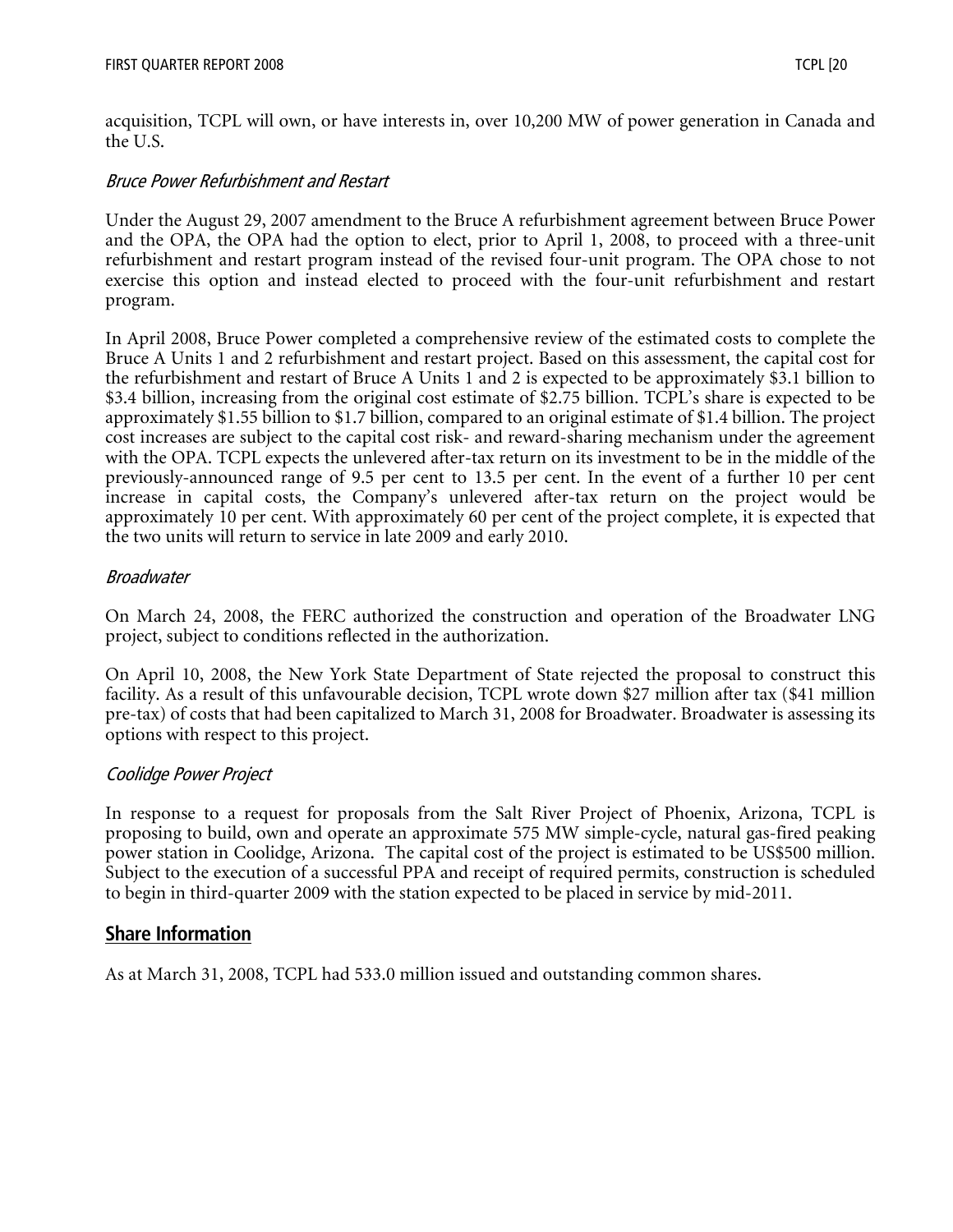acquisition, TCPL will own, or have interests in, over 10,200 MW of power generation in Canada and the U.S.

### *Bruce Power Refurbishment and Restart*

Under the August 29, 2007 amendment to the Bruce A refurbishment agreement between Bruce Power and the OPA, the OPA had the option to elect, prior to April 1, 2008, to proceed with a three-unit refurbishment and restart program instead of the revised four-unit program. The OPA chose to not exercise this option and instead elected to proceed with the four-unit refurbishment and restart program.

In April 2008, Bruce Power completed a comprehensive review of the estimated costs to complete the Bruce A Units 1 and 2 refurbishment and restart project. Based on this assessment, the capital cost for the refurbishment and restart of Bruce A Units 1 and 2 is expected to be approximately $3.1 billion to $3.4 billion, increasing from the original cost estimate of $2.75 billion. TCPL's share is expected to be approximately $1.55 billion to $1.7 billion, compared to an original estimate of $1.4 billion. The project cost increases are subject to the capital cost risk- and reward-sharing mechanism under the agreement with the OPA. TCPL expects the unlevered after-tax return on its investment to be in the middle of the previously-announced range of 9.5 per cent to 13.5 per cent. In the event of a further 10 per cent increase in capital costs, the Company's unlevered after-tax return on the project would be approximately 10 per cent. With approximately 60 per cent of the project complete, it is expected that the two units will return to service in late 2009 and early 2010.

### *Broadwater*

On March 24, 2008, the FERC authorized the construction and operation of the Broadwater LNG project, subject to conditions reflected in the authorization.

On April 10, 2008, the New York State Department of State rejected the proposal to construct this facility. As a result of this unfavourable decision, TCPL wrote down $27 million after tax ($41 million pre-tax) of costs that had been capitalized to March 31, 2008 for Broadwater. Broadwater is assessing its options with respect to this project.

### *Coolidge Power Project*

In response to a request for proposals from the Salt River Project of Phoenix, Arizona, TCPL is proposing to build, own and operate an approximate 575 MW simple-cycle, natural gas-fired peaking power station in Coolidge, Arizona. The capital cost of the project is estimated to be US$500 million. Subject to the execution of a successful PPA and receipt of required permits, construction is scheduled to begin in third-quarter 2009 with the station expected to be placed in service by mid-2011.

## Share Information

As at March 31, 2008, TCPL had 533.0 million issued and outstanding common shares.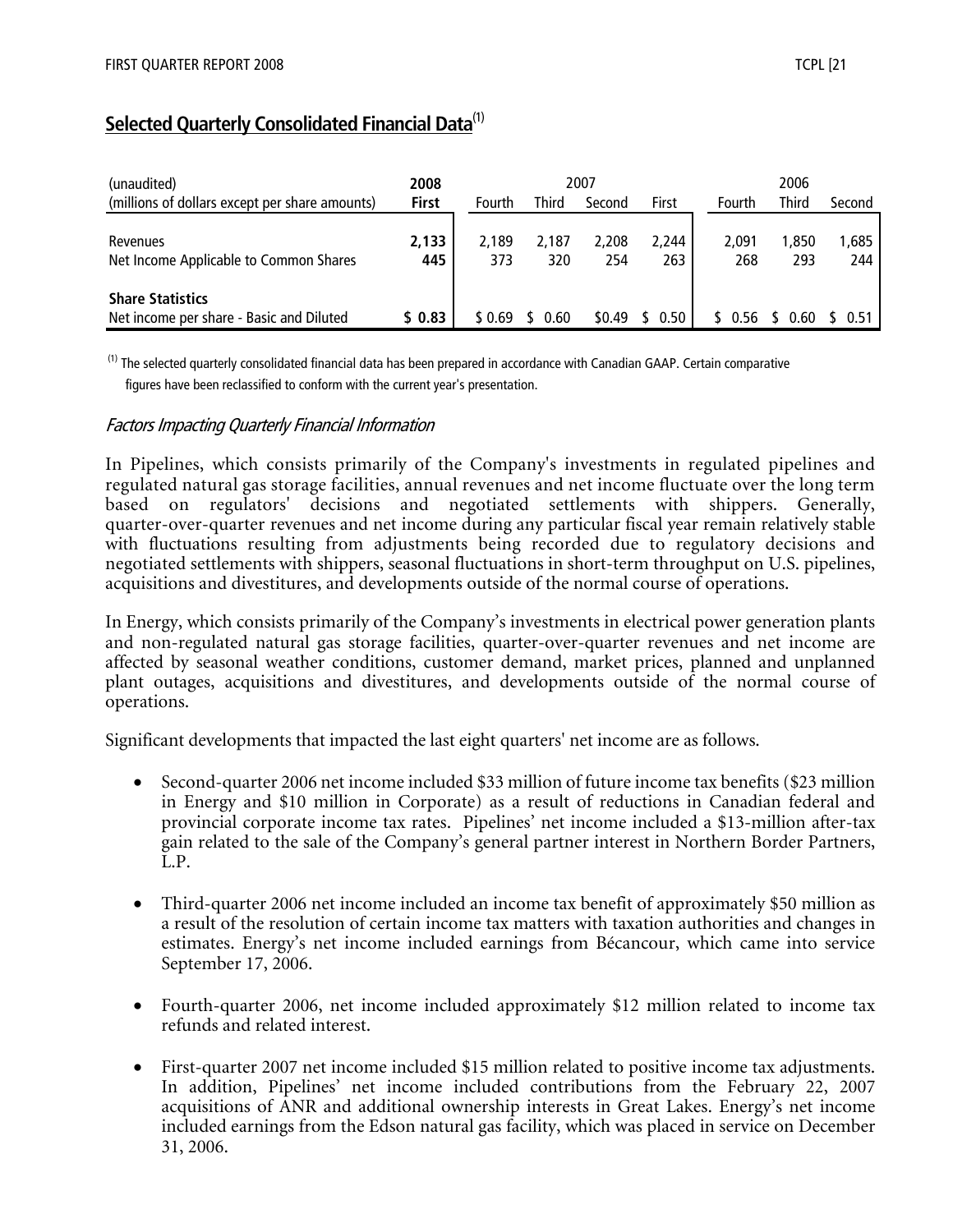## Selected Quarterly Consolidated Financial Data[(1)]

| (unaudited) | 2008 | 2007 | | | | 2006 | | |
|---|---|---|---|---|---|---|---|---|
| (millions of dollars except per share amounts) | **First** | Fourth | Third | Second | First | Fourth | Third | Second |
| Revenues | **2,133** | 2,189 | 2,187 | 2,208 | 2,244 | 2,091 | 1,850 | 1,685 |
| Net Income Applicable to Common Shares | **445** | 373 | 320 | 254 | 263 | 268 | 293 | 244 |
| **Share Statistics** | | | | | | | | |
| Net income per share - Basic and Diluted | **$ 0.83** | $ 0.69 | $ 0.60 | $0.49 | $ 0.50 | $ 0.56 | $ 0.60 | $ 0.51 |

(1) The selected quarterly consolidated financial data has been prepared in accordance with Canadian GAAP. Certain comparative figures have been reclassified to conform with the current year's presentation.

*Factors Impacting Quarterly Financial Information*

In Pipelines, which consists primarily of the Company's investments in regulated pipelines and regulated natural gas storage facilities, annual revenues and net income fluctuate over the long term based on regulators' decisions and negotiated settlements with shippers. Generally, quarter-over-quarter revenues and net income during any particular fiscal year remain relatively stable with fluctuations resulting from adjustments being recorded due to regulatory decisions and negotiated settlements with shippers, seasonal fluctuations in short-term throughput on U.S. pipelines, acquisitions and divestitures, and developments outside of the normal course of operations.

In Energy, which consists primarily of the Company's investments in electrical power generation plants and non-regulated natural gas storage facilities, quarter-over-quarter revenues and net income are affected by seasonal weather conditions, customer demand, market prices, planned and unplanned plant outages, acquisitions and divestitures, and developments outside of the normal course of operations.

Significant developments that impacted the last eight quarters' net income are as follows.

- Second-quarter 2006 net income included $33 million of future income tax benefits ($23 million in Energy and $10 million in Corporate) as a result of reductions in Canadian federal and provincial corporate income tax rates. Pipelines' net income included a $13-million after-tax gain related to the sale of the Company's general partner interest in Northern Border Partners, L.P.

- Third-quarter 2006 net income included an income tax benefit of approximately $50 million as a result of the resolution of certain income tax matters with taxation authorities and changes in estimates. Energy's net income included earnings from Bécancour, which came into service September 17, 2006.

- Fourth-quarter 2006, net income included approximately $12 million related to income tax refunds and related interest.

- First-quarter 2007 net income included $15 million related to positive income tax adjustments. In addition, Pipelines' net income included contributions from the February 22, 2007 acquisitions of ANR and additional ownership interests in Great Lakes. Energy's net income included earnings from the Edson natural gas facility, which was placed in service on December 31, 2006.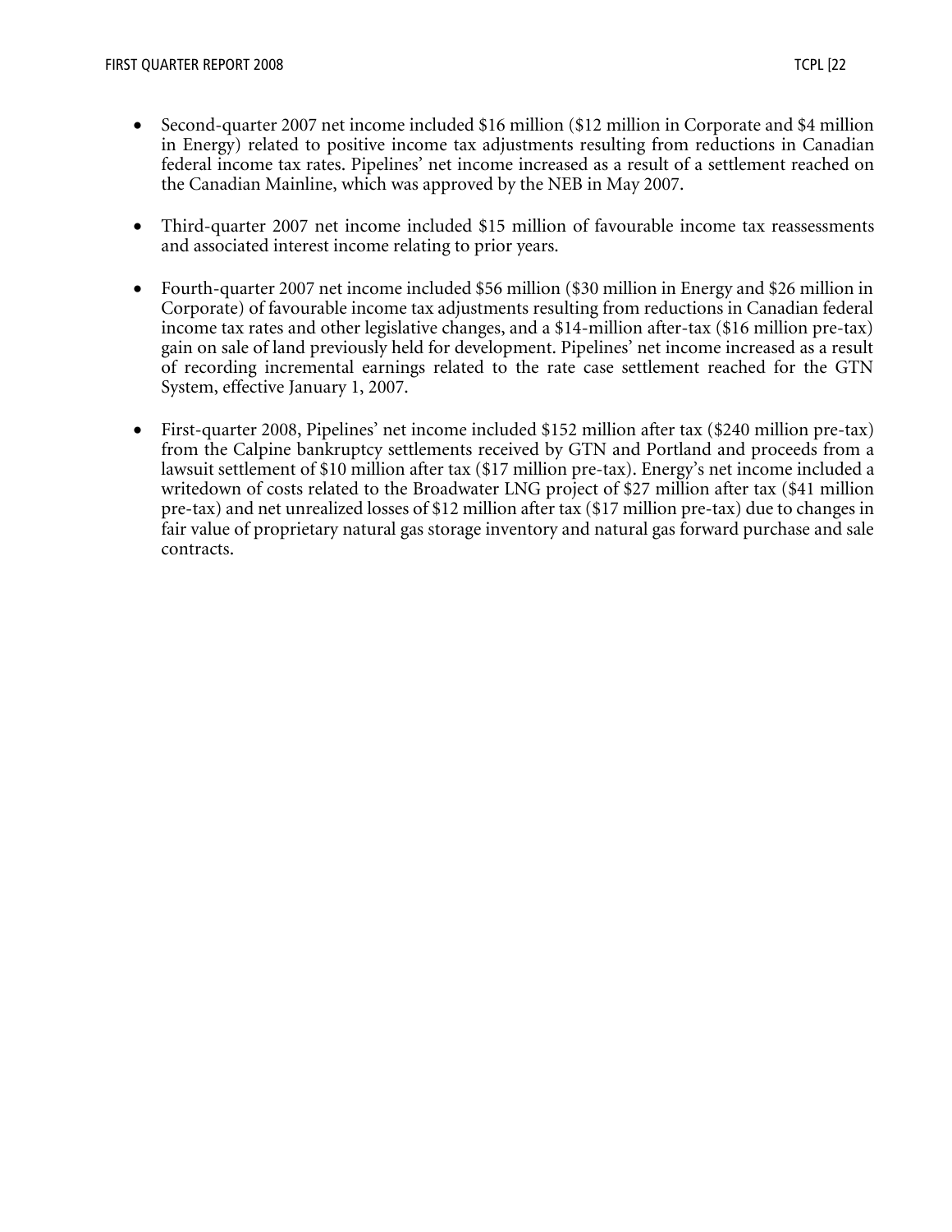- Second-quarter 2007 net income included $16 million ($12 million in Corporate and $4 million in Energy) related to positive income tax adjustments resulting from reductions in Canadian federal income tax rates. Pipelines' net income increased as a result of a settlement reached on the Canadian Mainline, which was approved by the NEB in May 2007.

- Third-quarter 2007 net income included $15 million of favourable income tax reassessments and associated interest income relating to prior years.

- Fourth-quarter 2007 net income included $56 million ($30 million in Energy and $26 million in Corporate) of favourable income tax adjustments resulting from reductions in Canadian federal income tax rates and other legislative changes, and a $14-million after-tax ($16 million pre-tax) gain on sale of land previously held for development. Pipelines' net income increased as a result of recording incremental earnings related to the rate case settlement reached for the GTN System, effective January 1, 2007.

- First-quarter 2008, Pipelines' net income included $152 million after tax ($240 million pre-tax) from the Calpine bankruptcy settlements received by GTN and Portland and proceeds from a lawsuit settlement of $10 million after tax ($17 million pre-tax). Energy's net income included a writedown of costs related to the Broadwater LNG project of $27 million after tax ($41 million pre-tax) and net unrealized losses of $12 million after tax ($17 million pre-tax) due to changes in fair value of proprietary natural gas storage inventory and natural gas forward purchase and sale contracts.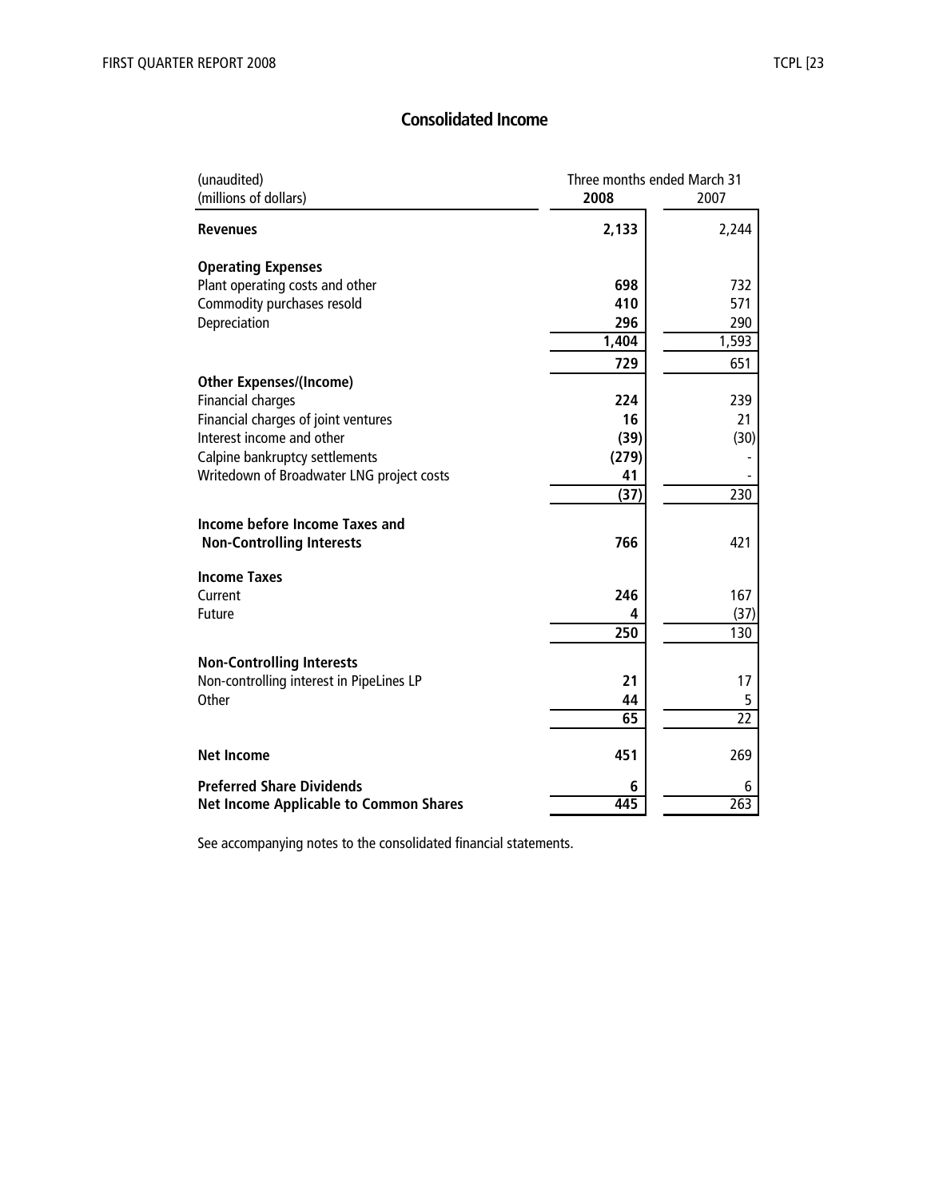## Consolidated Income

| (unaudited)<br>(millions of dollars) | Three months ended March 31<br>2008 | 2007 |
|---|---|---|
| **Revenues** | **2,133** | 2,244 |
| **Operating Expenses** | | |
| Plant operating costs and other | **698** | 732 |
| Commodity purchases resold | **410** | 571 |
| Depreciation | **296** | 290 |
| | **1,404** | 1,593 |
| | **729** | 651 |
| **Other Expenses/(Income)** | | |
| Financial charges | **224** | 239 |
| Financial charges of joint ventures | **16** | 21 |
| Interest income and other | **(39)** | (30) |
| Calpine bankruptcy settlements | **(279)** | - |
| Writedown of Broadwater LNG project costs | **41** | - |
| | **(37)** | 230 |
| **Income before Income Taxes and Non-Controlling Interests** | **766** | 421 |
| **Income Taxes** | | |
| Current | **246** | 167 |
| Future | **4** | (37) |
| | **250** | 130 |
| **Non-Controlling Interests** | | |
| Non-controlling interest in PipeLines LP | **21** | 17 |
| Other | **44** | 5 |
| | **65** | 22 |
| **Net Income** | **451** | 269 |
| **Preferred Share Dividends** | **6** | 6 |
| **Net Income Applicable to Common Shares** | **445** | 263 |

See accompanying notes to the consolidated financial statements.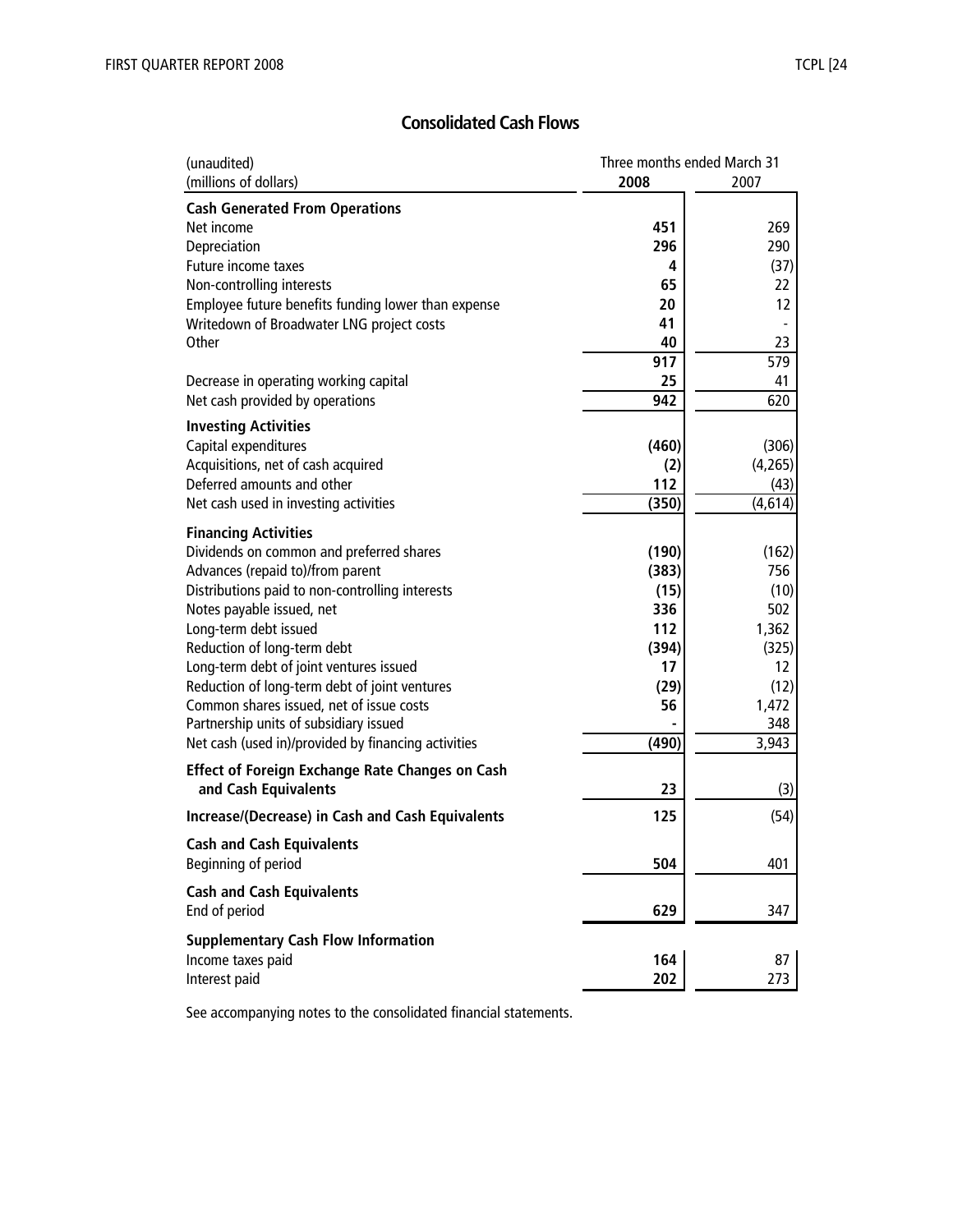## Consolidated Cash Flows

| (unaudited)<br>(millions of dollars) | Three months ended March 31<br>2008 | 2007 |
|---|---|---|
| **Cash Generated From Operations** | | |
| Net income | **451** | 269 |
| Depreciation | **296** | 290 |
| Future income taxes | **4** | (37) |
| Non-controlling interests | **65** | 22 |
| Employee future benefits funding lower than expense | **20** | 12 |
| Writedown of Broadwater LNG project costs | **41** | - |
| Other | **40** | 23 |
| | **917** | 579 |
| Decrease in operating working capital | **25** | 41 |
| Net cash provided by operations | **942** | 620 |
| **Investing Activities** | | |
| Capital expenditures | **(460)** | (306) |
| Acquisitions, net of cash acquired | **(2)** | (4,265) |
| Deferred amounts and other | **112** | (43) |
| Net cash used in investing activities | **(350)** | (4,614) |
| **Financing Activities** | | |
| Dividends on common and preferred shares | **(190)** | (162) |
| Advances (repaid to)/from parent | **(383)** | 756 |
| Distributions paid to non-controlling interests | **(15)** | (10) |
| Notes payable issued, net | **336** | 502 |
| Long-term debt issued | **112** | 1,362 |
| Reduction of long-term debt | **(394)** | (325) |
| Long-term debt of joint ventures issued | **17** | 12 |
| Reduction of long-term debt of joint ventures | **(29)** | (12) |
| Common shares issued, net of issue costs | **56** | 1,472 |
| Partnership units of subsidiary issued | **-** | 348 |
| Net cash (used in)/provided by financing activities | **(490)** | 3,943 |
| **Effect of Foreign Exchange Rate Changes on Cash and Cash Equivalents** | **23** | (3) |
| **Increase/(Decrease) in Cash and Cash Equivalents** | **125** | (54) |
| **Cash and Cash Equivalents** | | |
| Beginning of period | **504** | 401 |
| **Cash and Cash Equivalents** | | |
| End of period | **629** | 347 |
| **Supplementary Cash Flow Information** | | |
| Income taxes paid | **164** | 87 |
| Interest paid | **202** | 273 |

See accompanying notes to the consolidated financial statements.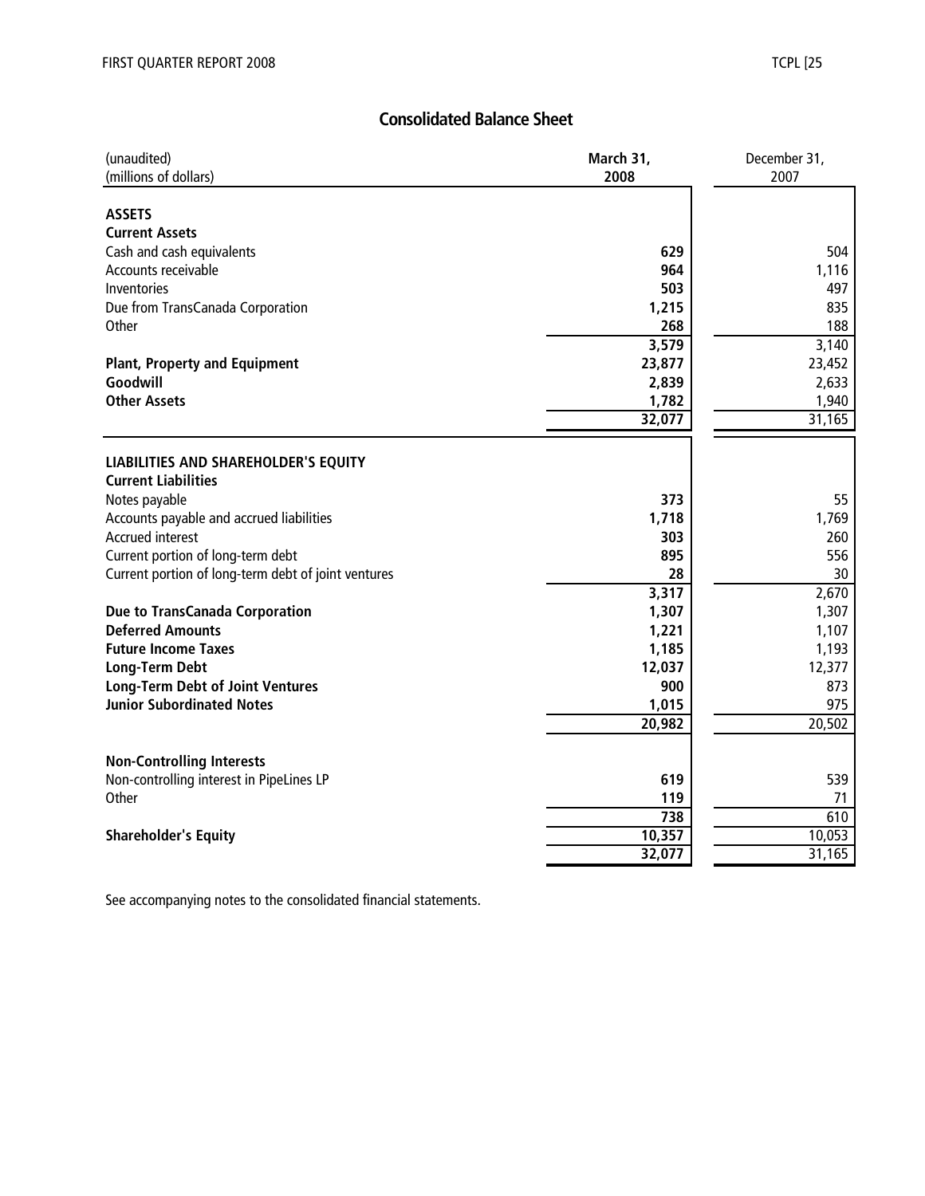## Consolidated Balance Sheet

| (unaudited)<br>(millions of dollars) | March 31, 2008 | December 31, 2007 |
|---|---|---|
| **ASSETS** | | |
| **Current Assets** | | |
| Cash and cash equivalents | **629** | 504 |
| Accounts receivable | **964** | 1,116 |
| Inventories | **503** | 497 |
| Due from TransCanada Corporation | **1,215** | 835 |
| Other | **268** | 188 |
| | **3,579** | 3,140 |
| **Plant, Property and Equipment** | **23,877** | 23,452 |
| **Goodwill** | **2,839** | 2,633 |
| **Other Assets** | **1,782** | 1,940 |
| | **32,077** | 31,165 |
| **LIABILITIES AND SHAREHOLDER'S EQUITY** | | |
| **Current Liabilities** | | |
| Notes payable | **373** | 55 |
| Accounts payable and accrued liabilities | **1,718** | 1,769 |
| Accrued interest | **303** | 260 |
| Current portion of long-term debt | **895** | 556 |
| Current portion of long-term debt of joint ventures | **28** | 30 |
| | **3,317** | 2,670 |
| **Due to TransCanada Corporation** | **1,307** | 1,307 |
| **Deferred Amounts** | **1,221** | 1,107 |
| **Future Income Taxes** | **1,185** | 1,193 |
| **Long-Term Debt** | **12,037** | 12,377 |
| **Long-Term Debt of Joint Ventures** | **900** | 873 |
| **Junior Subordinated Notes** | **1,015** | 975 |
| | **20,982** | 20,502 |
| **Non-Controlling Interests** | | |
| Non-controlling interest in PipeLines LP | **619** | 539 |
| Other | **119** | 71 |
| | **738** | 610 |
| **Shareholder's Equity** | **10,357** | 10,053 |
| | **32,077** | 31,165 |

See accompanying notes to the consolidated financial statements.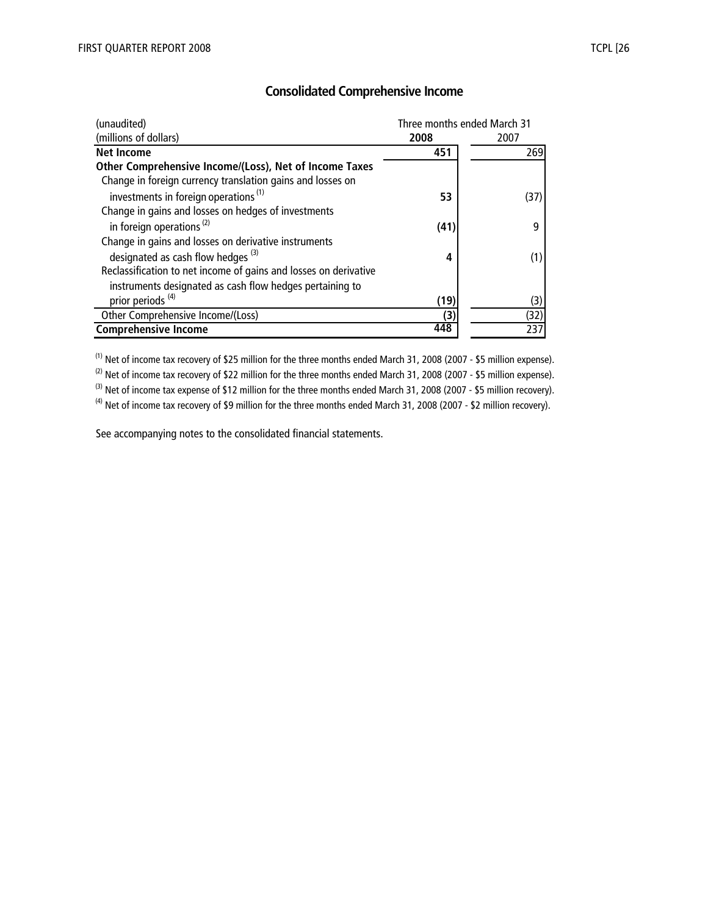## Consolidated Comprehensive Income

| (unaudited)<br>(millions of dollars) | Three months ended March 31<br>2008 | <br>2007 |
|---|---|---|
| **Net Income** | **451** | 269 |
| **Other Comprehensive Income/(Loss), Net of Income Taxes** | | |
| Change in foreign currency translation gains and losses on investments in foreign operations [(1)] | **53** | (37) |
| Change in gains and losses on hedges of investments in foreign operations [(2)] | **(41)** | 9 |
| Change in gains and losses on derivative instruments designated as cash flow hedges [(3)] | **4** | (1) |
| Reclassification to net income of gains and losses on derivative instruments designated as cash flow hedges pertaining to prior periods [(4)] | **(19)** | (3) |
| Other Comprehensive Income/(Loss) | **(3)** | (32) |
| **Comprehensive Income** | **448** | 237 |

[(1)] Net of income tax recovery of $25 million for the three months ended March 31, 2008 (2007 - $5 million expense).

[(2)] Net of income tax recovery of $22 million for the three months ended March 31, 2008 (2007 - $5 million expense).

[(3)] Net of income tax expense of $12 million for the three months ended March 31, 2008 (2007 - $5 million recovery).

[(4)] Net of income tax recovery of $9 million for the three months ended March 31, 2008 (2007 - $2 million recovery).

See accompanying notes to the consolidated financial statements.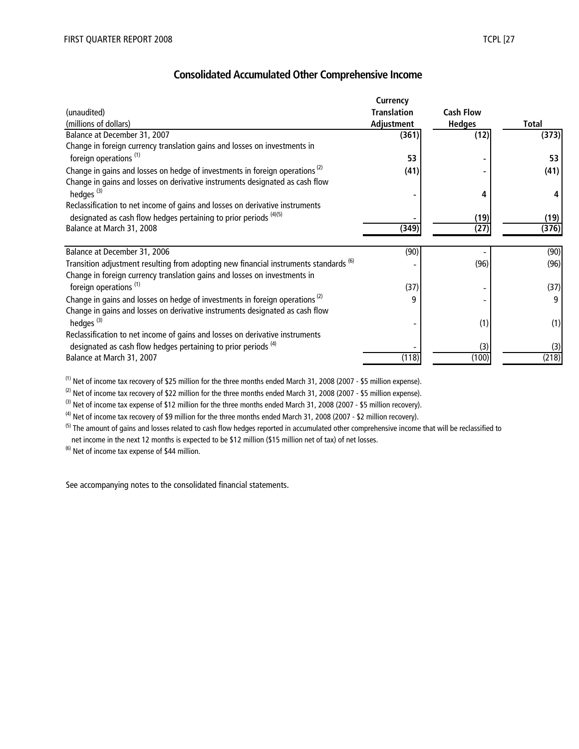## Consolidated Accumulated Other Comprehensive Income

| (unaudited)<br>(millions of dollars) | Currency Translation Adjustment | Cash Flow Hedges | Total |
|---|---|---|---|
| Balance at December 31, 2007 | **(361)** | **(12)** | **(373)** |
| Change in foreign currency translation gains and losses on investments in foreign operations [(1)] | **53** | **-** | **53** |
| Change in gains and losses on hedge of investments in foreign operations [(2)] | **(41)** | **-** | **(41)** |
| Change in gains and losses on derivative instruments designated as cash flow hedges [(3)] | **-** | **4** | **4** |
| Reclassification to net income of gains and losses on derivative instruments designated as cash flow hedges pertaining to prior periods [(4)(5)] | **-** | **(19)** | **(19)** |
| Balance at March 31, 2008 | **(349)** | **(27)** | **(376)** |
| | | | |
| Balance at December 31, 2006 | (90) | - | (90) |
| Transition adjustment resulting from adopting new financial instruments standards [(6)] | - | (96) | (96) |
| Change in foreign currency translation gains and losses on investments in foreign operations [(1)] | (37) | - | (37) |
| Change in gains and losses on hedge of investments in foreign operations [(2)] | 9 | - | 9 |
| Change in gains and losses on derivative instruments designated as cash flow hedges [(3)] | - | (1) | (1) |
| Reclassification to net income of gains and losses on derivative instruments designated as cash flow hedges pertaining to prior periods [(4)] | - | (3) | (3) |
| Balance at March 31, 2007 | (118) | (100) | (218) |

[(1)] Net of income tax recovery of $25 million for the three months ended March 31, 2008 (2007 - $5 million expense).

[(2)] Net of income tax recovery of $22 million for the three months ended March 31, 2008 (2007 - $5 million expense).

[(3)] Net of income tax expense of $12 million for the three months ended March 31, 2008 (2007 - $5 million recovery).

[(4)] Net of income tax recovery of $9 million for the three months ended March 31, 2008 (2007 - $2 million recovery).

[(5)] The amount of gains and losses related to cash flow hedges reported in accumulated other comprehensive income that will be reclassified to net income in the next 12 months is expected to be $12 million ($15 million net of tax) of net losses.

[(6)] Net of income tax expense of $44 million.

See accompanying notes to the consolidated financial statements.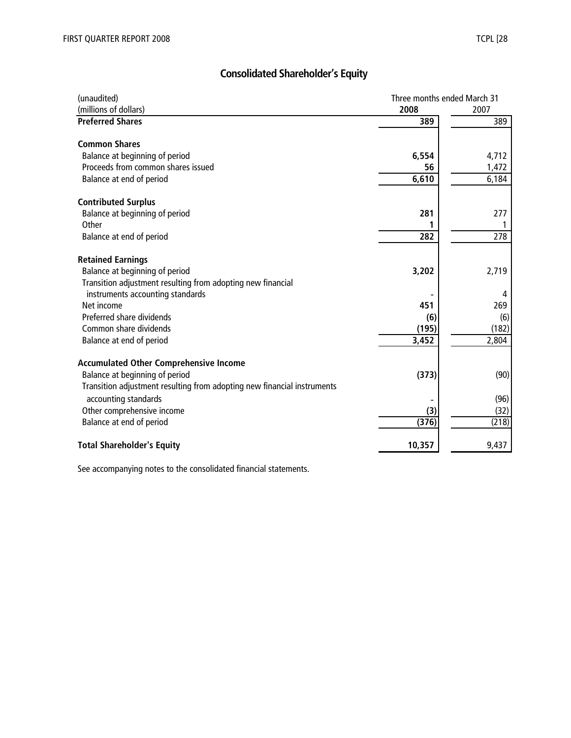# Consolidated Shareholder's Equity

| (unaudited) | Three months ended March 31 | |
|---|---|---|
| (millions of dollars) | **2008** | 2007 |
| **Preferred Shares** | **389** | 389 |
| | | |
| **Common Shares** | | |
| Balance at beginning of period | **6,554** | 4,712 |
| Proceeds from common shares issued | **56** | 1,472 |
| Balance at end of period | **6,610** | 6,184 |
| | | |
| **Contributed Surplus** | | |
| Balance at beginning of period | **281** | 277 |
| Other | **1** | 1 |
| Balance at end of period | **282** | 278 |
| | | |
| **Retained Earnings** | | |
| Balance at beginning of period | **3,202** | 2,719 |
| Transition adjustment resulting from adopting new financial instruments accounting standards | **-** | 4 |
| Net income | **451** | 269 |
| Preferred share dividends | **(6)** | (6) |
| Common share dividends | **(195)** | (182) |
| Balance at end of period | **3,452** | 2,804 |
| | | |
| **Accumulated Other Comprehensive Income** | | |
| Balance at beginning of period | **(373)** | (90) |
| Transition adjustment resulting from adopting new financial instruments accounting standards | **-** | (96) |
| Other comprehensive income | **(3)** | (32) |
| Balance at end of period | **(376)** | (218) |
| | | |
| **Total Shareholder's Equity** | **10,357** | 9,437 |

See accompanying notes to the consolidated financial statements.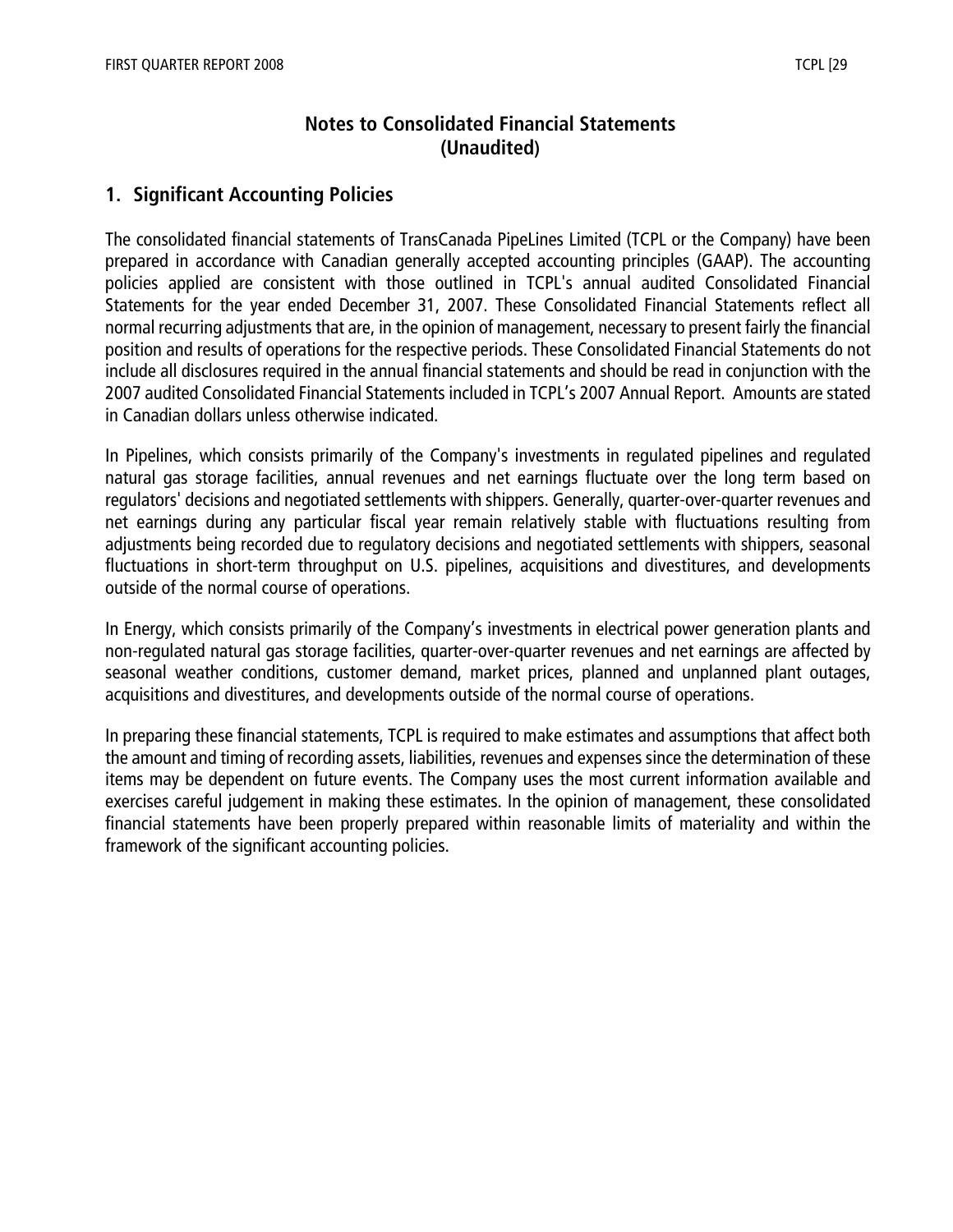# Notes to Consolidated Financial Statements
## (Unaudited)

## 1. Significant Accounting Policies

The consolidated financial statements of TransCanada PipeLines Limited (TCPL or the Company) have been prepared in accordance with Canadian generally accepted accounting principles (GAAP). The accounting policies applied are consistent with those outlined in TCPL's annual audited Consolidated Financial Statements for the year ended December 31, 2007. These Consolidated Financial Statements reflect all normal recurring adjustments that are, in the opinion of management, necessary to present fairly the financial position and results of operations for the respective periods. These Consolidated Financial Statements do not include all disclosures required in the annual financial statements and should be read in conjunction with the 2007 audited Consolidated Financial Statements included in TCPL's 2007 Annual Report. Amounts are stated in Canadian dollars unless otherwise indicated.

In Pipelines, which consists primarily of the Company's investments in regulated pipelines and regulated natural gas storage facilities, annual revenues and net earnings fluctuate over the long term based on regulators' decisions and negotiated settlements with shippers. Generally, quarter-over-quarter revenues and net earnings during any particular fiscal year remain relatively stable with fluctuations resulting from adjustments being recorded due to regulatory decisions and negotiated settlements with shippers, seasonal fluctuations in short-term throughput on U.S. pipelines, acquisitions and divestitures, and developments outside of the normal course of operations.

In Energy, which consists primarily of the Company's investments in electrical power generation plants and non-regulated natural gas storage facilities, quarter-over-quarter revenues and net earnings are affected by seasonal weather conditions, customer demand, market prices, planned and unplanned plant outages, acquisitions and divestitures, and developments outside of the normal course of operations.

In preparing these financial statements, TCPL is required to make estimates and assumptions that affect both the amount and timing of recording assets, liabilities, revenues and expenses since the determination of these items may be dependent on future events. The Company uses the most current information available and exercises careful judgement in making these estimates. In the opinion of management, these consolidated financial statements have been properly prepared within reasonable limits of materiality and within the framework of the significant accounting policies.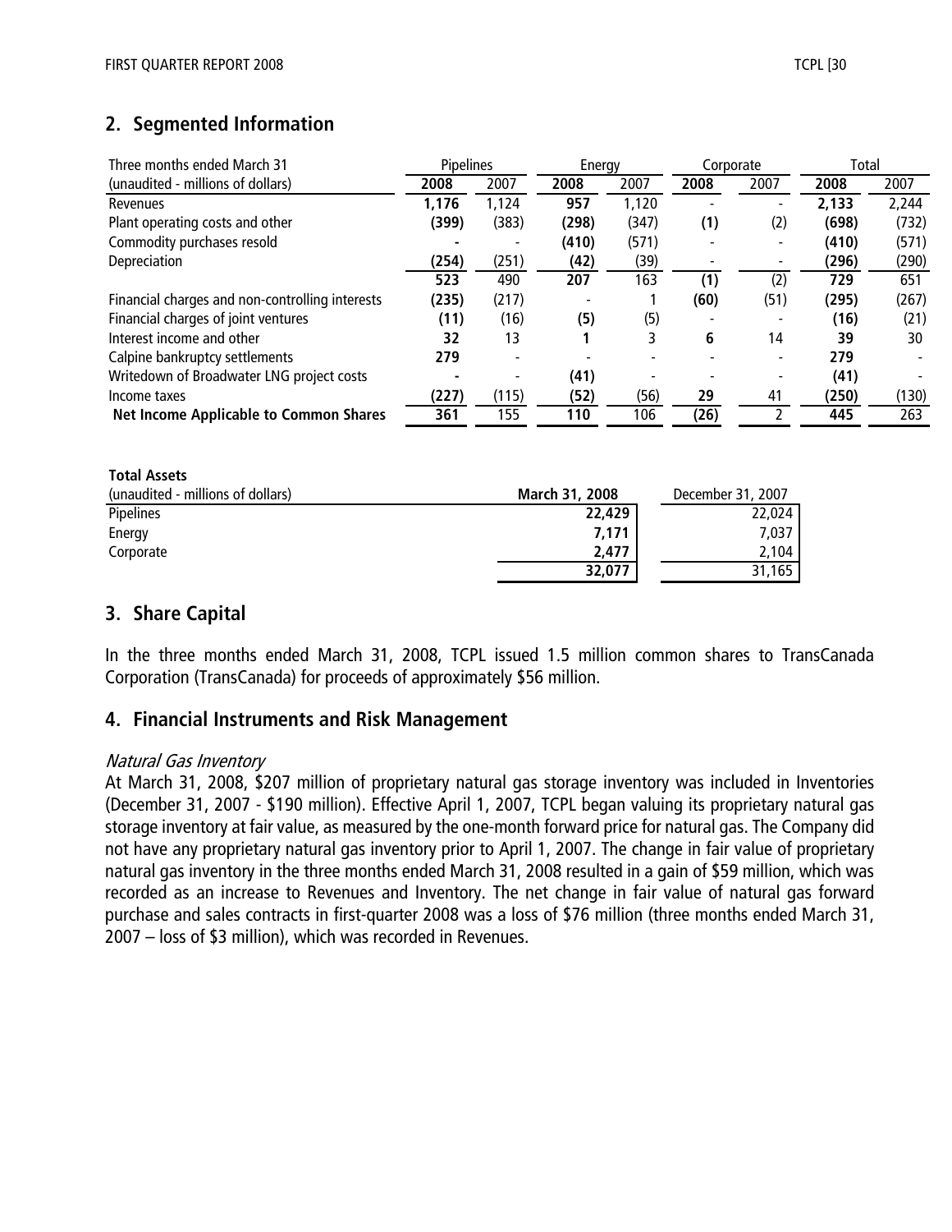## 2. Segmented Information

| Three months ended March 31 | Pipelines | | Energy | | Corporate | | Total | |
|---|---|---|---|---|---|---|---|---|
| (unaudited - millions of dollars) | **2008** | 2007 | **2008** | 2007 | **2008** | 2007 | **2008** | 2007 |
| Revenues | **1,176** | 1,124 | **957** | 1,120 | **-** | - | **2,133** | 2,244 |
| Plant operating costs and other | **(399)** | (383) | **(298)** | (347) | **(1)** | (2) | **(698)** | (732) |
| Commodity purchases resold | **-** | - | **(410)** | (571) | **-** | - | **(410)** | (571) |
| Depreciation | **(254)** | (251) | **(42)** | (39) | **-** | - | **(296)** | (290) |
| | **523** | 490 | **207** | 163 | **(1)** | (2) | **729** | 651 |
| Financial charges and non-controlling interests | **(235)** | (217) | **-** | 1 | **(60)** | (51) | **(295)** | (267) |
| Financial charges of joint ventures | **(11)** | (16) | **(5)** | (5) | **-** | - | **(16)** | (21) |
| Interest income and other | **32** | 13 | **1** | 3 | **6** | 14 | **39** | 30 |
| Calpine bankruptcy settlements | **279** | - | **-** | - | **-** | - | **279** | - |
| Writedown of Broadwater LNG project costs | **-** | - | **(41)** | - | **-** | - | **(41)** | - |
| Income taxes | **(227)** | (115) | **(52)** | (56) | **29** | 41 | **(250)** | (130) |
| **Net Income Applicable to Common Shares** | **361** | 155 | **110** | 106 | **(26)** | 2 | **445** | 263 |

**Total Assets**

| (unaudited - millions of dollars) | **March 31, 2008** | December 31, 2007 |
|---|---|---|
| Pipelines | **22,429** | 22,024 |
| Energy | **7,171** | 7,037 |
| Corporate | **2,477** | 2,104 |
| | **32,077** | 31,165 |

## 3. Share Capital

In the three months ended March 31, 2008, TCPL issued 1.5 million common shares to TransCanada Corporation (TransCanada) for proceeds of approximately $56 million.

## 4. Financial Instruments and Risk Management

*Natural Gas Inventory*

At March 31, 2008, $207 million of proprietary natural gas storage inventory was included in Inventories (December 31, 2007 - $190 million). Effective April 1, 2007, TCPL began valuing its proprietary natural gas storage inventory at fair value, as measured by the one-month forward price for natural gas. The Company did not have any proprietary natural gas inventory prior to April 1, 2007. The change in fair value of proprietary natural gas inventory in the three months ended March 31, 2008 resulted in a gain of $59 million, which was recorded as an increase to Revenues and Inventory. The net change in fair value of natural gas forward purchase and sales contracts in first-quarter 2008 was a loss of $76 million (three months ended March 31, 2007 – loss of $3 million), which was recorded in Revenues.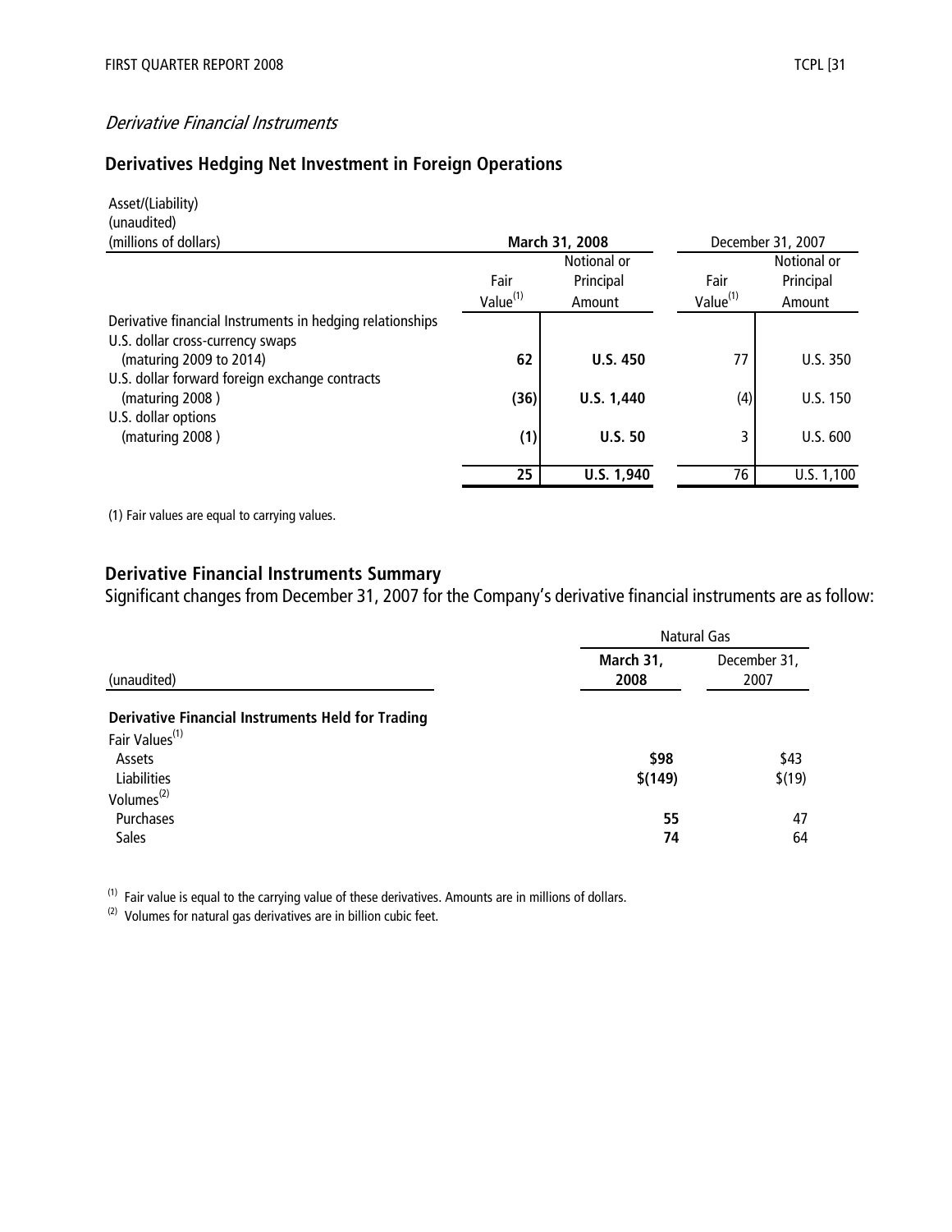*Derivative Financial Instruments*

## Derivatives Hedging Net Investment in Foreign Operations

| Asset/(Liability)<br>(unaudited)<br>(millions of dollars) | March 31, 2008 | | December 31, 2007 | |
|---|---|---|---|---|
| | Fair Value[(1)] | Notional or Principal Amount | Fair Value[(1)] | Notional or Principal Amount |
| Derivative financial Instruments in hedging relationships | | | | |
| U.S. dollar cross-currency swaps (maturing 2009 to 2014) | **62** | **U.S. 450** | 77 | U.S. 350 |
| U.S. dollar forward foreign exchange contracts (maturing 2008 ) | **(36)** | **U.S. 1,440** | (4) | U.S. 150 |
| U.S. dollar options (maturing 2008 ) | **(1)** | **U.S. 50** | 3 | U.S. 600 |
| | **25** | **U.S. 1,940** | 76 | U.S. 1,100 |

(1) Fair values are equal to carrying values.

## Derivative Financial Instruments Summary

Significant changes from December 31, 2007 for the Company's derivative financial instruments are as follow:

| | Natural Gas | |
|---|---|---|
| (unaudited) | **March 31, 2008** | December 31, 2007 |
| **Derivative Financial Instruments Held for Trading** | | |
| Fair Values[(1)] | | |
| Assets | **$98** | $43 |
| Liabilities | **$(149)** | $(19) |
| Volumes[(2)] | | |
| Purchases | **55** | 47 |
| Sales | **74** | 64 |

(1) Fair value is equal to the carrying value of these derivatives. Amounts are in millions of dollars.

(2) Volumes for natural gas derivatives are in billion cubic feet.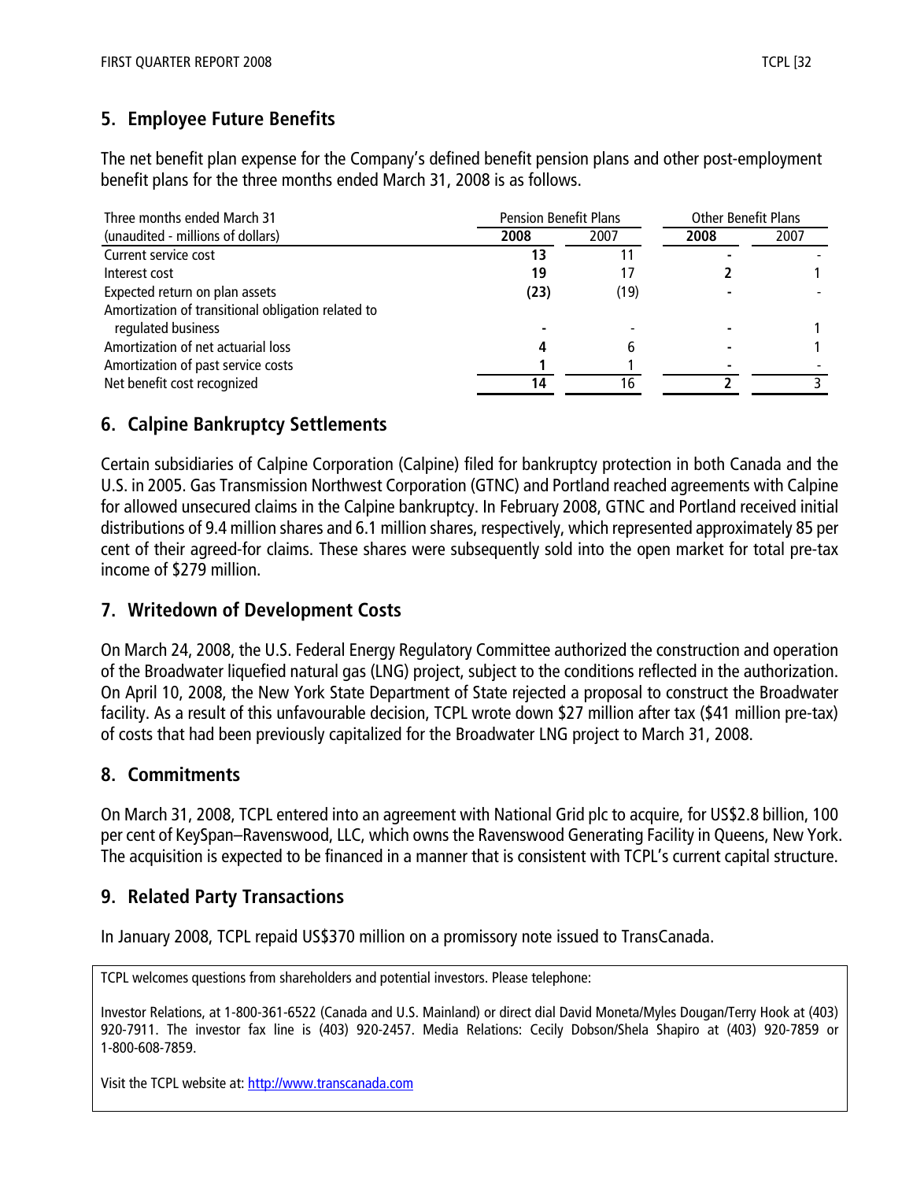## 5. Employee Future Benefits

The net benefit plan expense for the Company's defined benefit pension plans and other post-employment benefit plans for the three months ended March 31, 2008 is as follows.

| Three months ended March 31 | Pension Benefit Plans | | Other Benefit Plans | |
|---|---|---|---|---|
| (unaudited - millions of dollars) | **2008** | 2007 | **2008** | 2007 |
| Current service cost | **13** | 11 | **-** | - |
| Interest cost | **19** | 17 | **2** | 1 |
| Expected return on plan assets | **(23)** | (19) | **-** | - |
| Amortization of transitional obligation related to regulated business | **-** | - | **-** | 1 |
| Amortization of net actuarial loss | **4** | 6 | **-** | 1 |
| Amortization of past service costs | **1** | 1 | **-** | - |
| Net benefit cost recognized | **14** | 16 | **2** | 3 |

## 6. Calpine Bankruptcy Settlements

Certain subsidiaries of Calpine Corporation (Calpine) filed for bankruptcy protection in both Canada and the U.S. in 2005. Gas Transmission Northwest Corporation (GTNC) and Portland reached agreements with Calpine for allowed unsecured claims in the Calpine bankruptcy. In February 2008, GTNC and Portland received initial distributions of 9.4 million shares and 6.1 million shares, respectively, which represented approximately 85 per cent of their agreed-for claims. These shares were subsequently sold into the open market for total pre-tax income of $279 million.

## 7. Writedown of Development Costs

On March 24, 2008, the U.S. Federal Energy Regulatory Committee authorized the construction and operation of the Broadwater liquefied natural gas (LNG) project, subject to the conditions reflected in the authorization. On April 10, 2008, the New York State Department of State rejected a proposal to construct the Broadwater facility. As a result of this unfavourable decision, TCPL wrote down $27 million after tax ($41 million pre-tax) of costs that had been previously capitalized for the Broadwater LNG project to March 31, 2008.

## 8. Commitments

On March 31, 2008, TCPL entered into an agreement with National Grid plc to acquire, for US$2.8 billion, 100 per cent of KeySpan–Ravenswood, LLC, which owns the Ravenswood Generating Facility in Queens, New York. The acquisition is expected to be financed in a manner that is consistent with TCPL's current capital structure.

## 9. Related Party Transactions

In January 2008, TCPL repaid US$370 million on a promissory note issued to TransCanada.

TCPL welcomes questions from shareholders and potential investors. Please telephone:

Investor Relations, at 1-800-361-6522 (Canada and U.S. Mainland) or direct dial David Moneta/Myles Dougan/Terry Hook at (403) 920-7911. The investor fax line is (403) 920-2457. Media Relations: Cecily Dobson/Shela Shapiro at (403) 920-7859 or 1-800-608-7859.

Visit the TCPL website at: http://www.transcanada.com